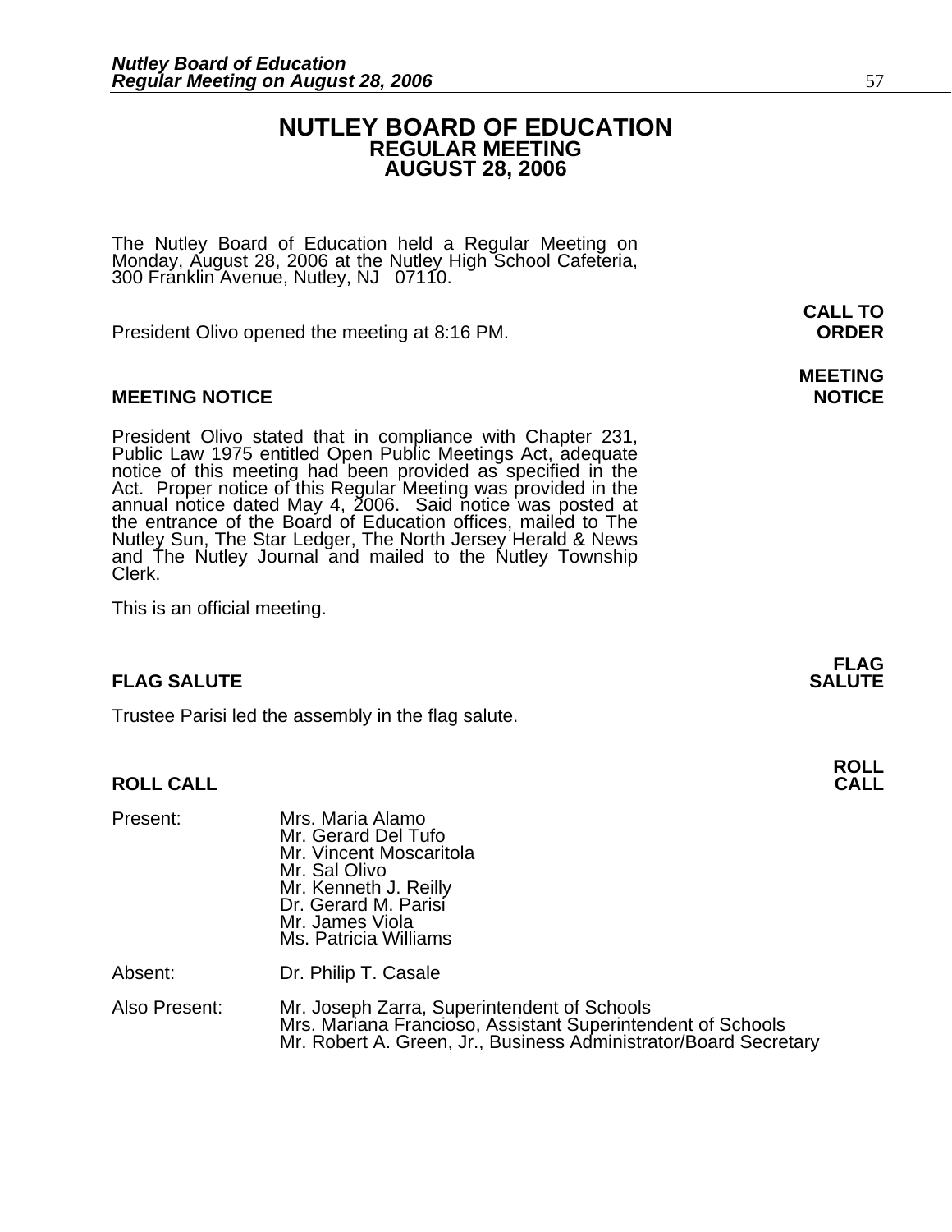# NUTLEY BOARD OF EDUCATION
## REGULAR MEETING
## AUGUST 28, 2006

The Nutley Board of Education held a Regular Meeting on Monday, August 28, 2006 at the Nutley High School Cafeteria, 300 Franklin Avenue, Nutley, NJ 07110.

**CALL TO ORDER**

President Olivo opened the meeting at 8:16 PM.

**MEETING NOTICE**

**MEETING NOTICE**

President Olivo stated that in compliance with Chapter 231, Public Law 1975 entitled Open Public Meetings Act, adequate notice of this meeting had been provided as specified in the Act. Proper notice of this Regular Meeting was provided in the annual notice dated May 4, 2006. Said notice was posted at the entrance of the Board of Education offices, mailed to The Nutley Sun, The Star Ledger, The North Jersey Herald & News and The Nutley Journal and mailed to the Nutley Township Clerk.

This is an official meeting.

**FLAG SALUTE**

**FLAG SALUTE**

Trustee Parisi led the assembly in the flag salute.

**ROLL CALL**

**ROLL CALL**

Present: Mrs. Maria Alamo
Mr. Gerard Del Tufo
Mr. Vincent Moscaritola
Mr. Sal Olivo
Mr. Kenneth J. Reilly
Dr. Gerard M. Parisi
Mr. James Viola
Ms. Patricia Williams

Absent: Dr. Philip T. Casale

Also Present: Mr. Joseph Zarra, Superintendent of Schools
Mrs. Mariana Francioso, Assistant Superintendent of Schools
Mr. Robert A. Green, Jr., Business Administrator/Board Secretary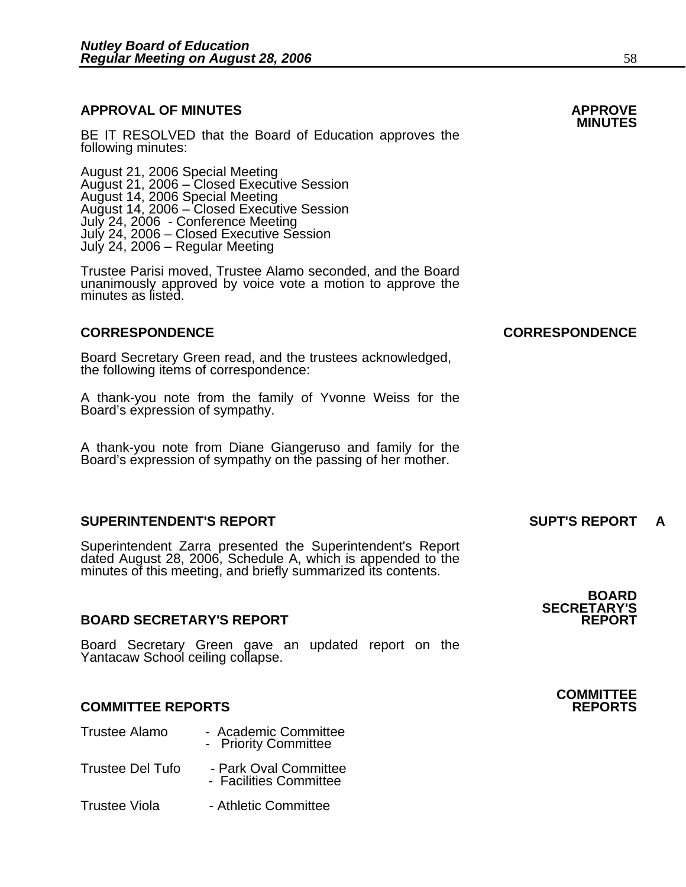## APPROVAL OF MINUTES

**APPROVE MINUTES**

BE IT RESOLVED that the Board of Education approves the following minutes:

August 21, 2006 Special Meeting
August 21, 2006 – Closed Executive Session
August 14, 2006 Special Meeting
August 14, 2006 – Closed Executive Session
July 24, 2006 - Conference Meeting
July 24, 2006 – Closed Executive Session
July 24, 2006 – Regular Meeting

Trustee Parisi moved, Trustee Alamo seconded, and the Board unanimously approved by voice vote a motion to approve the minutes as listed.

## CORRESPONDENCE

**CORRESPONDENCE**

Board Secretary Green read, and the trustees acknowledged, the following items of correspondence:

A thank-you note from the family of Yvonne Weiss for the Board's expression of sympathy.

A thank-you note from Diane Giangeruso and family for the Board's expression of sympathy on the passing of her mother.

## SUPERINTENDENT'S REPORT

**SUPT'S REPORT A**

Superintendent Zarra presented the Superintendent's Report dated August 28, 2006, Schedule A, which is appended to the minutes of this meeting, and briefly summarized its contents.

## BOARD SECRETARY'S REPORT

**BOARD SECRETARY'S REPORT**

Board Secretary Green gave an updated report on the Yantacaw School ceiling collapse.

## COMMITTEE REPORTS

**COMMITTEE REPORTS**

Trustee Alamo - Academic Committee
- Priority Committee

Trustee Del Tufo - Park Oval Committee
- Facilities Committee

Trustee Viola - Athletic Committee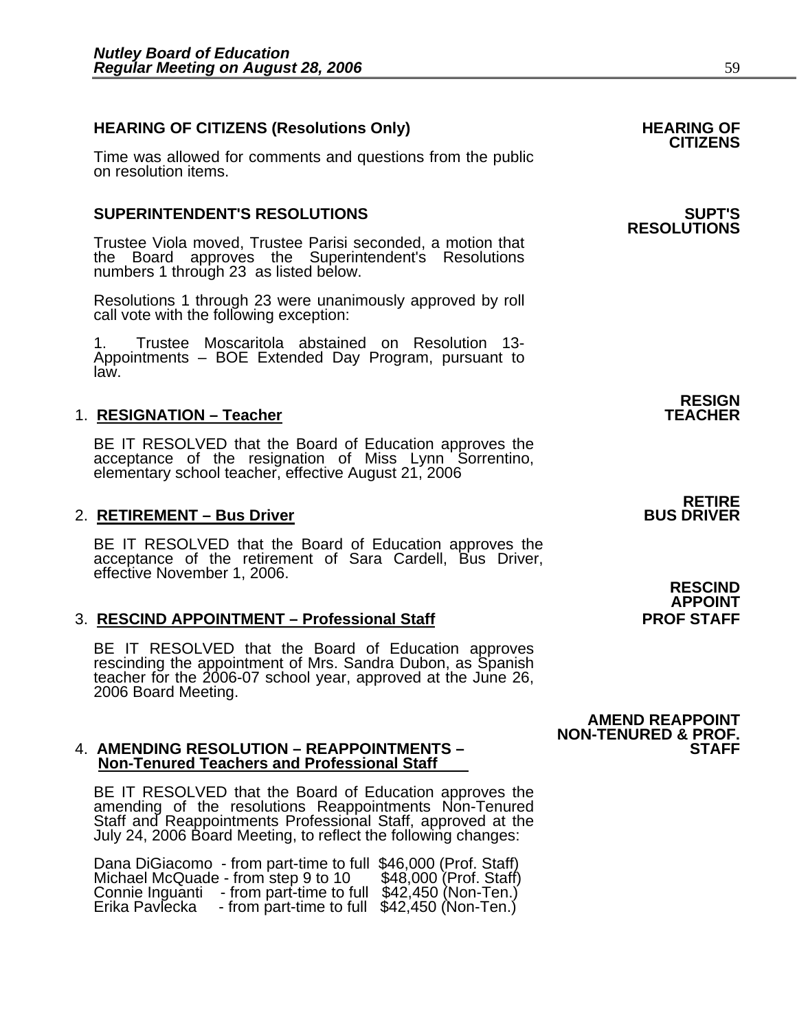## HEARING OF CITIZENS (Resolutions Only)

**HEARING OF CITIZENS**

Time was allowed for comments and questions from the public on resolution items.

## SUPERINTENDENT'S RESOLUTIONS

**SUPT'S RESOLUTIONS**

Trustee Viola moved, Trustee Parisi seconded, a motion that the Board approves the Superintendent's Resolutions numbers 1 through 23 as listed below.

Resolutions 1 through 23 were unanimously approved by roll call vote with the following exception:

1. Trustee Moscaritola abstained on Resolution 13- Appointments – BOE Extended Day Program, pursuant to law.

**RESIGN TEACHER**

### 1. RESIGNATION – Teacher

BE IT RESOLVED that the Board of Education approves the acceptance of the resignation of Miss Lynn Sorrentino, elementary school teacher, effective August 21, 2006

**RETIRE BUS DRIVER**

### 2. RETIREMENT – Bus Driver

BE IT RESOLVED that the Board of Education approves the acceptance of the retirement of Sara Cardell, Bus Driver, effective November 1, 2006.

**RESCIND APPOINT PROF STAFF**

### 3. RESCIND APPOINTMENT – Professional Staff

BE IT RESOLVED that the Board of Education approves rescinding the appointment of Mrs. Sandra Dubon, as Spanish teacher for the 2006-07 school year, approved at the June 26, 2006 Board Meeting.

**AMEND REAPPOINT NON-TENURED & PROF. STAFF**

### 4. AMENDING RESOLUTION – REAPPOINTMENTS – Non-Tenured Teachers and Professional Staff

BE IT RESOLVED that the Board of Education approves the amending of the resolutions Reappointments Non-Tenured Staff and Reappointments Professional Staff, approved at the July 24, 2006 Board Meeting, to reflect the following changes:

| | | | |
|---|---|---|---|
| Dana DiGiacomo | - from part-time to full | $46,000 | (Prof. Staff) |
| Michael McQuade | - from step 9 to 10 | $48,000 | (Prof. Staff) |
| Connie Inguanti | - from part-time to full | $42,450 | (Non-Ten.) |
| Erika Pavlecka | - from part-time to full | $42,450 | (Non-Ten.) |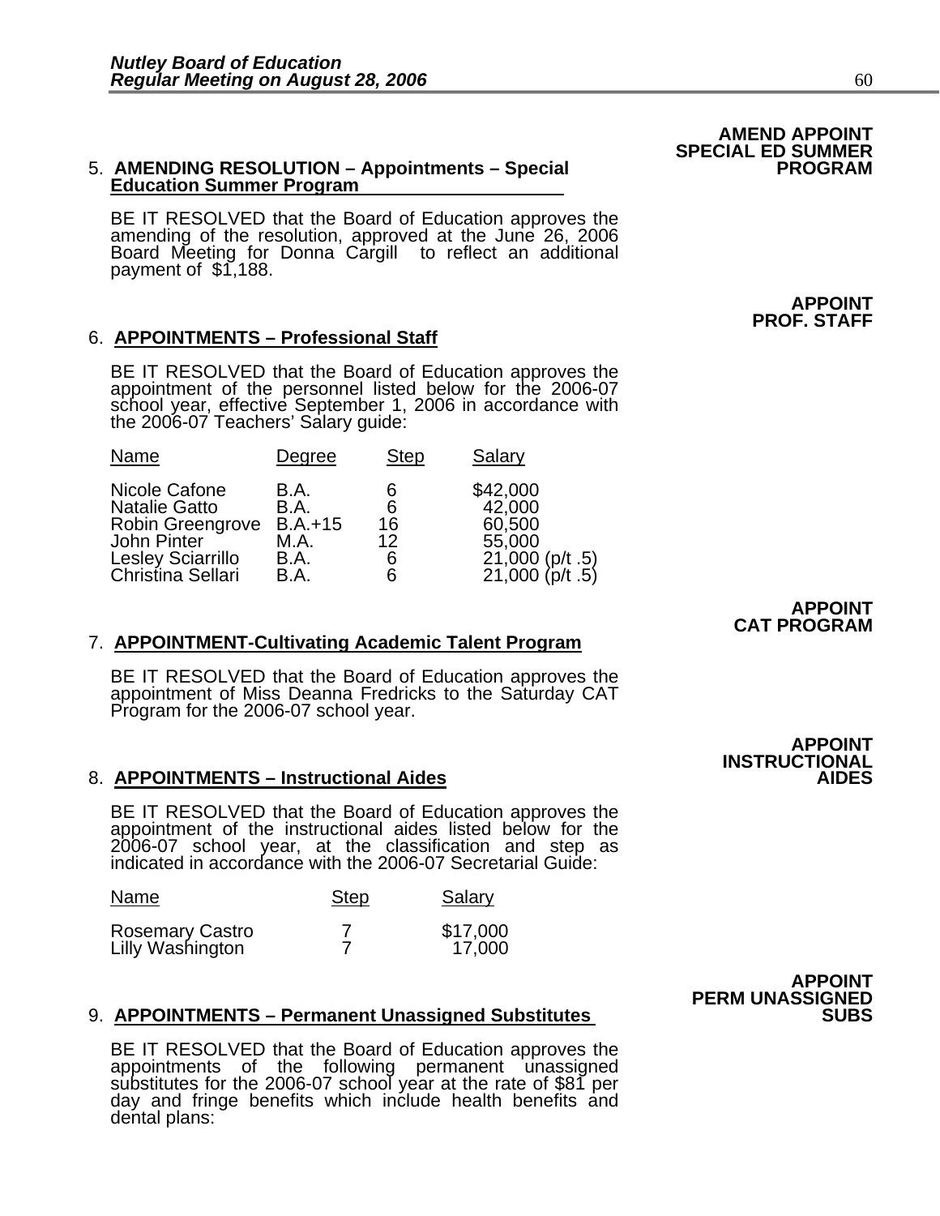**AMEND APPOINT SPECIAL ED SUMMER PROGRAM**

5. **AMENDING RESOLUTION – Appointments – Special Education Summer Program**

   BE IT RESOLVED that the Board of Education approves the amending of the resolution, approved at the June 26, 2006 Board Meeting for Donna Cargill to reflect an additional payment of $1,188.

**APPOINT PROF. STAFF**

6. **APPOINTMENTS – Professional Staff**

   BE IT RESOLVED that the Board of Education approves the appointment of the personnel listed below for the 2006-07 school year, effective September 1, 2006 in accordance with the 2006-07 Teachers' Salary guide:

| Name | Degree | Step | Salary |
|---|---|---|---|
| Nicole Cafone | B.A. | 6 | $42,000 |
| Natalie Gatto | B.A. | 6 | 42,000 |
| Robin Greengrove | B.A.+15 | 16 | 60,500 |
| John Pinter | M.A. | 12 | 55,000 |
| Lesley Sciarrillo | B.A. | 6 | 21,000 (p/t .5) |
| Christina Sellari | B.A. | 6 | 21,000 (p/t .5) |

**APPOINT CAT PROGRAM**

7. **APPOINTMENT-Cultivating Academic Talent Program**

   BE IT RESOLVED that the Board of Education approves the appointment of Miss Deanna Fredricks to the Saturday CAT Program for the 2006-07 school year.

**APPOINT INSTRUCTIONAL AIDES**

8. **APPOINTMENTS – Instructional Aides**

   BE IT RESOLVED that the Board of Education approves the appointment of the instructional aides listed below for the 2006-07 school year, at the classification and step as indicated in accordance with the 2006-07 Secretarial Guide:

| Name | Step | Salary |
|---|---|---|
| Rosemary Castro | 7 | $17,000 |
| Lilly Washington | 7 | 17,000 |

**APPOINT PERM UNASSIGNED SUBS**

9. **APPOINTMENTS – Permanent Unassigned Substitutes**

   BE IT RESOLVED that the Board of Education approves the appointments of the following permanent unassigned substitutes for the 2006-07 school year at the rate of $81 per day and fringe benefits which include health benefits and dental plans: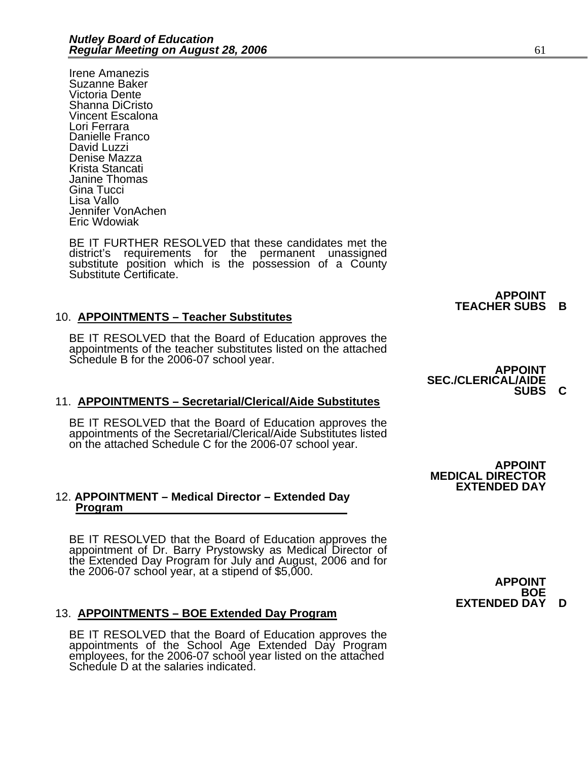Irene Amanezis
Suzanne Baker
Victoria Dente
Shanna DiCristo
Vincent Escalona
Lori Ferrara
Danielle Franco
David Luzzi
Denise Mazza
Krista Stancati
Janine Thomas
Gina Tucci
Lisa Vallo
Jennifer VonAchen
Eric Wdowiak

BE IT FURTHER RESOLVED that these candidates met the district's requirements for the permanent unassigned substitute position which is the possession of a County Substitute Certificate.

**APPOINT TEACHER SUBS B**

10. **APPOINTMENTS – Teacher Substitutes**

BE IT RESOLVED that the Board of Education approves the appointments of the teacher substitutes listed on the attached Schedule B for the 2006-07 school year.

**APPOINT SEC./CLERICAL/AIDE SUBS C**

11. **APPOINTMENTS – Secretarial/Clerical/Aide Substitutes**

BE IT RESOLVED that the Board of Education approves the appointments of the Secretarial/Clerical/Aide Substitutes listed on the attached Schedule C for the 2006-07 school year.

**APPOINT MEDICAL DIRECTOR EXTENDED DAY**

12. **APPOINTMENT – Medical Director – Extended Day Program**

BE IT RESOLVED that the Board of Education approves the appointment of Dr. Barry Prystowsky as Medical Director of the Extended Day Program for July and August, 2006 and for the 2006-07 school year, at a stipend of $5,000.

**APPOINT BOE EXTENDED DAY D**

13. **APPOINTMENTS – BOE Extended Day Program**

BE IT RESOLVED that the Board of Education approves the appointments of the School Age Extended Day Program employees, for the 2006-07 school year listed on the attached Schedule D at the salaries indicated.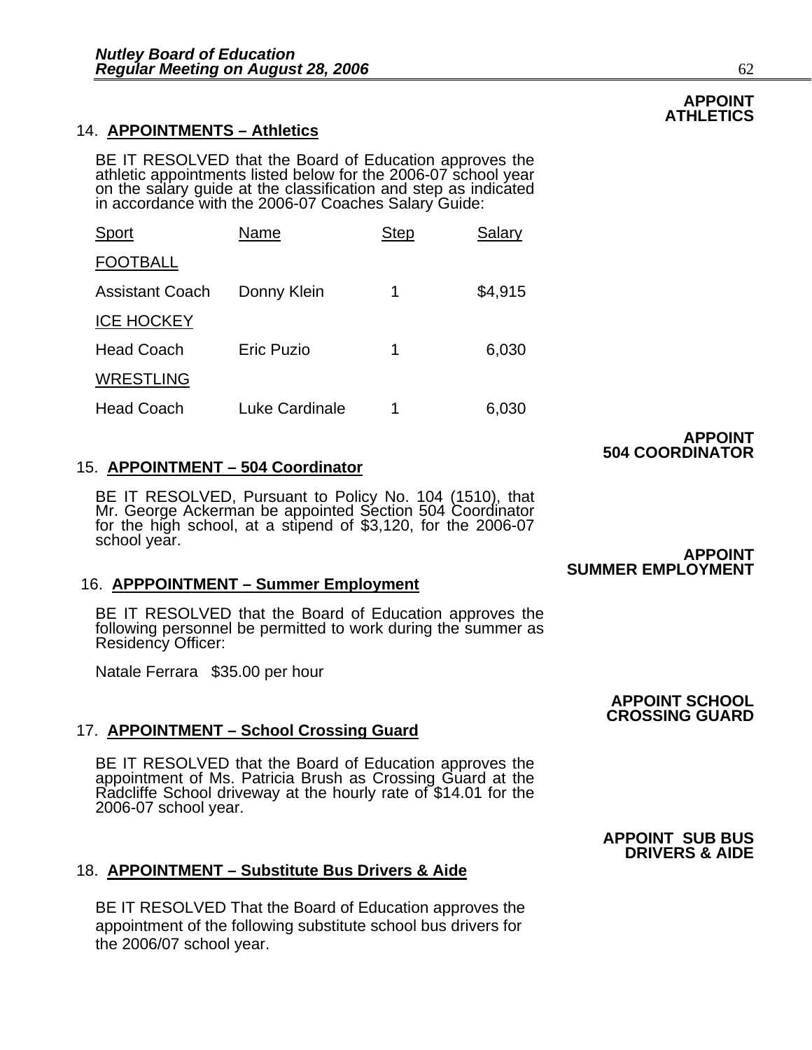**APPOINT ATHLETICS**

## 14. APPOINTMENTS – Athletics

BE IT RESOLVED that the Board of Education approves the athletic appointments listed below for the 2006-07 school year on the salary guide at the classification and step as indicated in accordance with the 2006-07 Coaches Salary Guide:

| Sport | Name | Step | Salary |
|---|---|---|---|
| FOOTBALL | | | |
| Assistant Coach | Donny Klein | 1 | $4,915 |
| ICE HOCKEY | | | |
| Head Coach | Eric Puzio | 1 | 6,030 |
| WRESTLING | | | |
| Head Coach | Luke Cardinale | 1 | 6,030 |

**APPOINT 504 COORDINATOR**

## 15. APPOINTMENT – 504 Coordinator

BE IT RESOLVED, Pursuant to Policy No. 104 (1510), that Mr. George Ackerman be appointed Section 504 Coordinator for the high school, at a stipend of $3,120, for the 2006-07 school year.

**APPOINT SUMMER EMPLOYMENT**

## 16. APPPOINTMENT – Summer Employment

BE IT RESOLVED that the Board of Education approves the following personnel be permitted to work during the summer as Residency Officer:

Natale Ferrara $35.00 per hour

**APPOINT SCHOOL CROSSING GUARD**

## 17. APPOINTMENT – School Crossing Guard

BE IT RESOLVED that the Board of Education approves the appointment of Ms. Patricia Brush as Crossing Guard at the Radcliffe School driveway at the hourly rate of $14.01 for the 2006-07 school year.

**APPOINT SUB BUS DRIVERS & AIDE**

## 18. APPOINTMENT – Substitute Bus Drivers & Aide

BE IT RESOLVED That the Board of Education approves the appointment of the following substitute school bus drivers for the 2006/07 school year.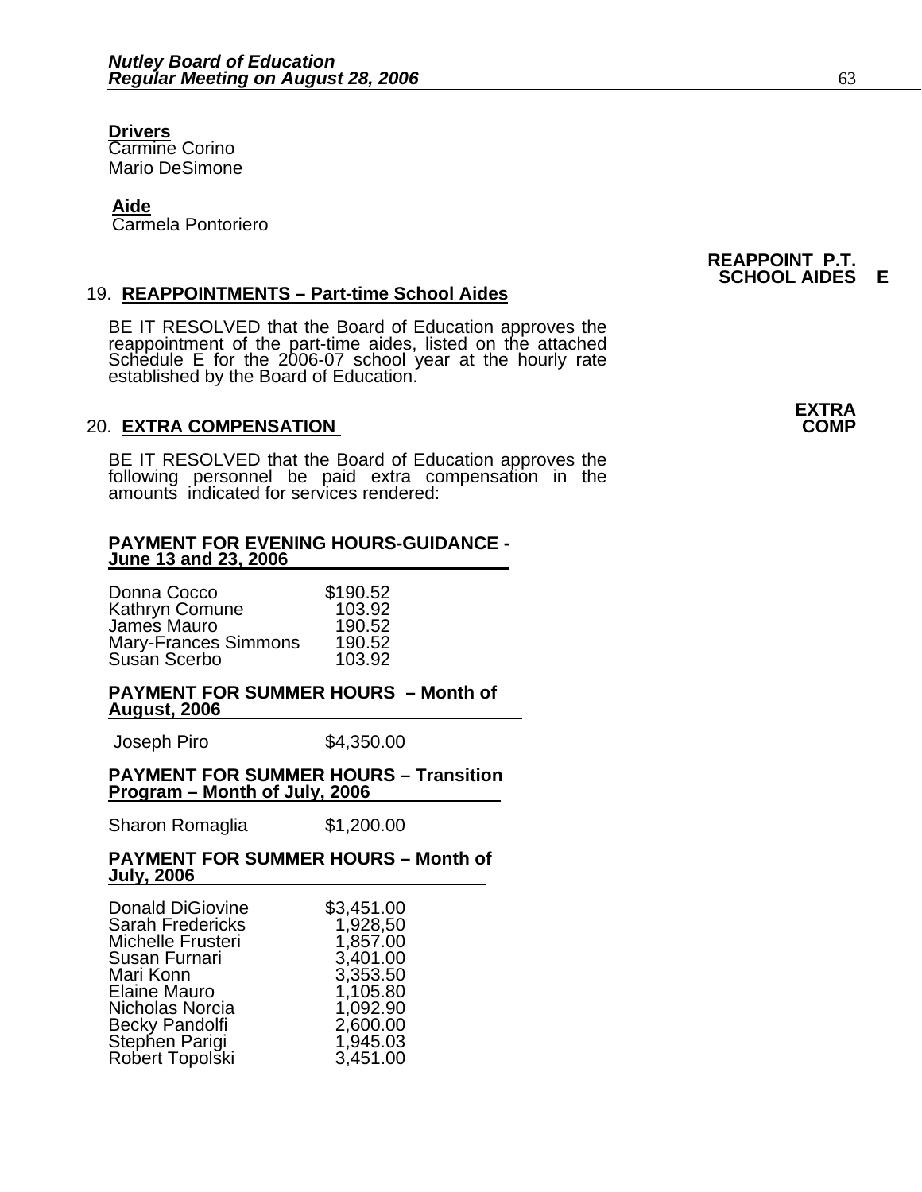**Drivers**
Carmine Corino
Mario DeSimone

**Aide**
Carmela Pontoriero

**REAPPOINT P.T. SCHOOL AIDES E**

19. **REAPPOINTMENTS – Part-time School Aides**

BE IT RESOLVED that the Board of Education approves the reappointment of the part-time aides, listed on the attached Schedule E for the 2006-07 school year at the hourly rate established by the Board of Education.

**EXTRA COMP**

20. **EXTRA COMPENSATION**

BE IT RESOLVED that the Board of Education approves the following personnel be paid extra compensation in the amounts indicated for services rendered:

**PAYMENT FOR EVENING HOURS-GUIDANCE - June 13 and 23, 2006**

| | |
|---|---|
| Donna Cocco | $190.52 |
| Kathryn Comune | 103.92 |
| James Mauro | 190.52 |
| Mary-Frances Simmons | 190.52 |
| Susan Scerbo | 103.92 |

**PAYMENT FOR SUMMER HOURS – Month of August, 2006**

| | |
|---|---|
| Joseph Piro | $4,350.00 |

**PAYMENT FOR SUMMER HOURS – Transition Program – Month of July, 2006**

| | |
|---|---|
| Sharon Romaglia | $1,200.00 |

**PAYMENT FOR SUMMER HOURS – Month of July, 2006**

| | |
|---|---|
| Donald DiGiovine | $3,451.00 |
| Sarah Fredericks | 1,928,50 |
| Michelle Frusteri | 1,857.00 |
| Susan Furnari | 3,401.00 |
| Mari Konn | 3,353.50 |
| Elaine Mauro | 1,105.80 |
| Nicholas Norcia | 1,092.90 |
| Becky Pandolfi | 2,600.00 |
| Stephen Parigi | 1,945.03 |
| Robert Topolski | 3,451.00 |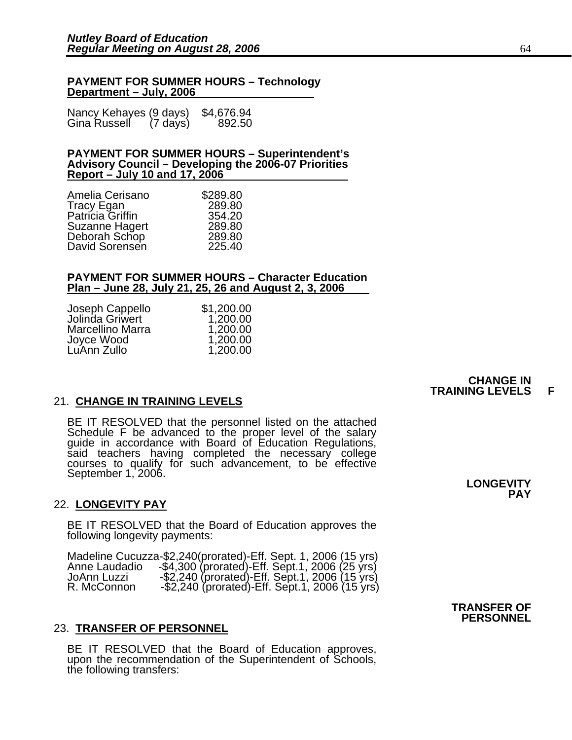**PAYMENT FOR SUMMER HOURS – Technology Department – July, 2006**

| | |
|---|---|
| Nancy Kehayes (9 days) | $4,676.94 |
| Gina Russell (7 days) | 892.50 |

**PAYMENT FOR SUMMER HOURS – Superintendent's Advisory Council – Developing the 2006-07 Priorities Report – July 10 and 17, 2006**

| | |
|---|---|
| Amelia Cerisano | $289.80 |
| Tracy Egan | 289.80 |
| Patricia Griffin | 354.20 |
| Suzanne Hagert | 289.80 |
| Deborah Schop | 289.80 |
| David Sorensen | 225.40 |

**PAYMENT FOR SUMMER HOURS – Character Education Plan – June 28, July 21, 25, 26 and August 2, 3, 2006**

| | |
|---|---|
| Joseph Cappello | $1,200.00 |
| Jolinda Griwert | 1,200.00 |
| Marcellino Marra | 1,200.00 |
| Joyce Wood | 1,200.00 |
| LuAnn Zullo | 1,200.00 |

**CHANGE IN TRAINING LEVELS F**

21. **CHANGE IN TRAINING LEVELS**

BE IT RESOLVED that the personnel listed on the attached Schedule F be advanced to the proper level of the salary guide in accordance with Board of Education Regulations, said teachers having completed the necessary college courses to qualify for such advancement, to be effective September 1, 2006.

**LONGEVITY PAY**

22. **LONGEVITY PAY**

BE IT RESOLVED that the Board of Education approves the following longevity payments:

Madeline Cucuzza-$2,240(prorated)-Eff. Sept. 1, 2006 (15 yrs)
Anne Laudadio -$4,300 (prorated)-Eff. Sept.1, 2006 (25 yrs)
JoAnn Luzzi -$2,240 (prorated)-Eff. Sept.1, 2006 (15 yrs)
R. McConnon -$2,240 (prorated)-Eff. Sept.1, 2006 (15 yrs)

**TRANSFER OF PERSONNEL**

23. **TRANSFER OF PERSONNEL**

BE IT RESOLVED that the Board of Education approves, upon the recommendation of the Superintendent of Schools, the following transfers: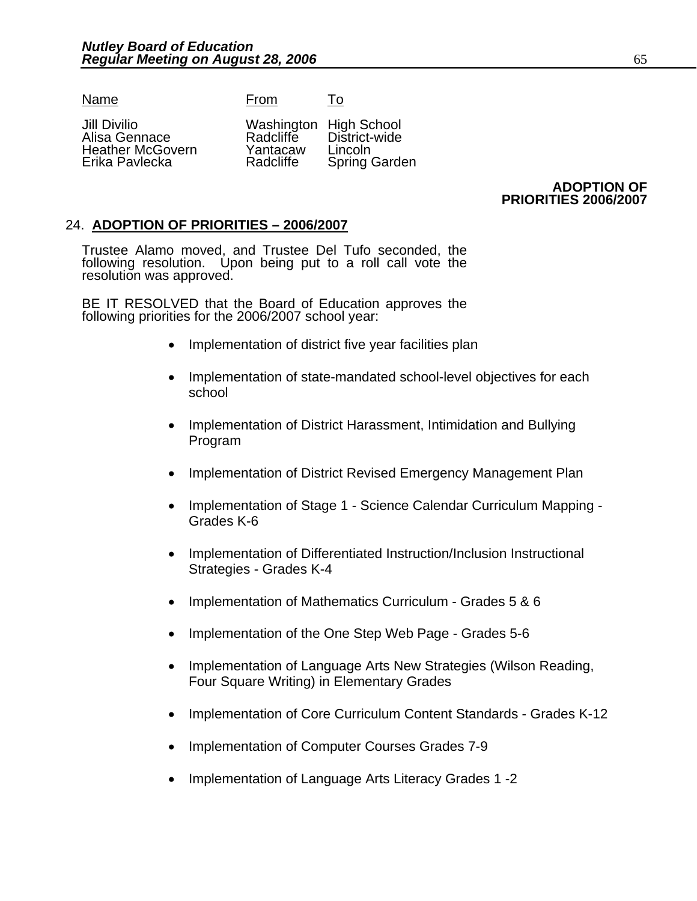| Name | From | To |
|---|---|---|
| Jill Divilio | Washington | High School |
| Alisa Gennace | Radcliffe | District-wide |
| Heather McGovern | Yantacaw | Lincoln |
| Erika Pavlecka | Radcliffe | Spring Garden |

**ADOPTION OF PRIORITIES 2006/2007**

24. **ADOPTION OF PRIORITIES – 2006/2007**

Trustee Alamo moved, and Trustee Del Tufo seconded, the following resolution. Upon being put to a roll call vote the resolution was approved.

BE IT RESOLVED that the Board of Education approves the following priorities for the 2006/2007 school year:

- Implementation of district five year facilities plan
- Implementation of state-mandated school-level objectives for each school
- Implementation of District Harassment, Intimidation and Bullying Program
- Implementation of District Revised Emergency Management Plan
- Implementation of Stage 1 - Science Calendar Curriculum Mapping - Grades K-6
- Implementation of Differentiated Instruction/Inclusion Instructional Strategies - Grades K-4
- Implementation of Mathematics Curriculum - Grades 5 & 6
- Implementation of the One Step Web Page - Grades 5-6
- Implementation of Language Arts New Strategies (Wilson Reading, Four Square Writing) in Elementary Grades
- Implementation of Core Curriculum Content Standards - Grades K-12
- Implementation of Computer Courses Grades 7-9
- Implementation of Language Arts Literacy Grades 1 -2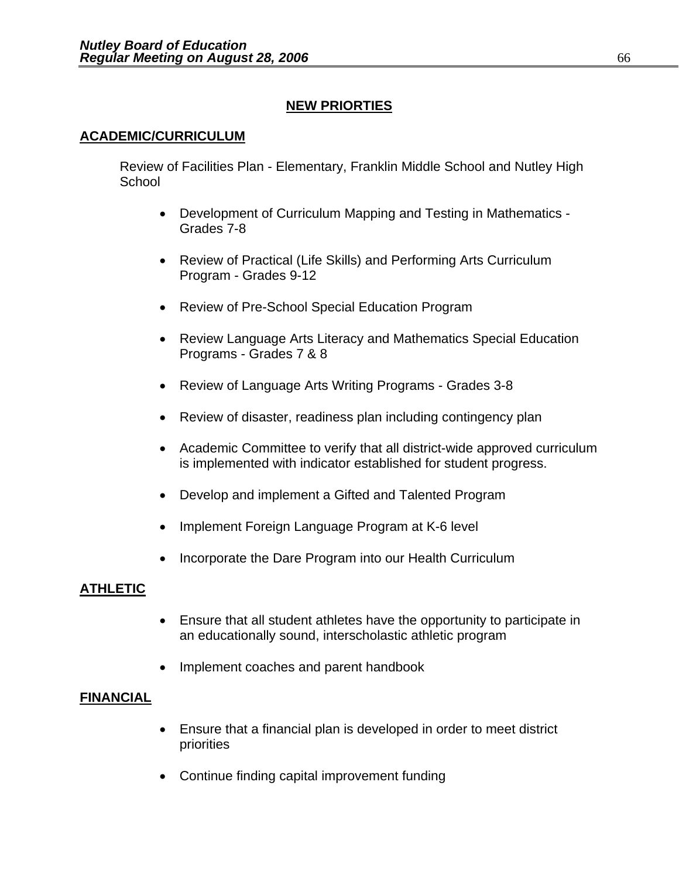## NEW PRIORTIES

### ACADEMIC/CURRICULUM

Review of Facilities Plan - Elementary, Franklin Middle School and Nutley High School

- Development of Curriculum Mapping and Testing in Mathematics - Grades 7-8
- Review of Practical (Life Skills) and Performing Arts Curriculum Program - Grades 9-12
- Review of Pre-School Special Education Program
- Review Language Arts Literacy and Mathematics Special Education Programs - Grades 7 & 8
- Review of Language Arts Writing Programs - Grades 3-8
- Review of disaster, readiness plan including contingency plan
- Academic Committee to verify that all district-wide approved curriculum is implemented with indicator established for student progress.
- Develop and implement a Gifted and Talented Program
- Implement Foreign Language Program at K-6 level
- Incorporate the Dare Program into our Health Curriculum

### ATHLETIC

- Ensure that all student athletes have the opportunity to participate in an educationally sound, interscholastic athletic program
- Implement coaches and parent handbook

### FINANCIAL

- Ensure that a financial plan is developed in order to meet district priorities
- Continue finding capital improvement funding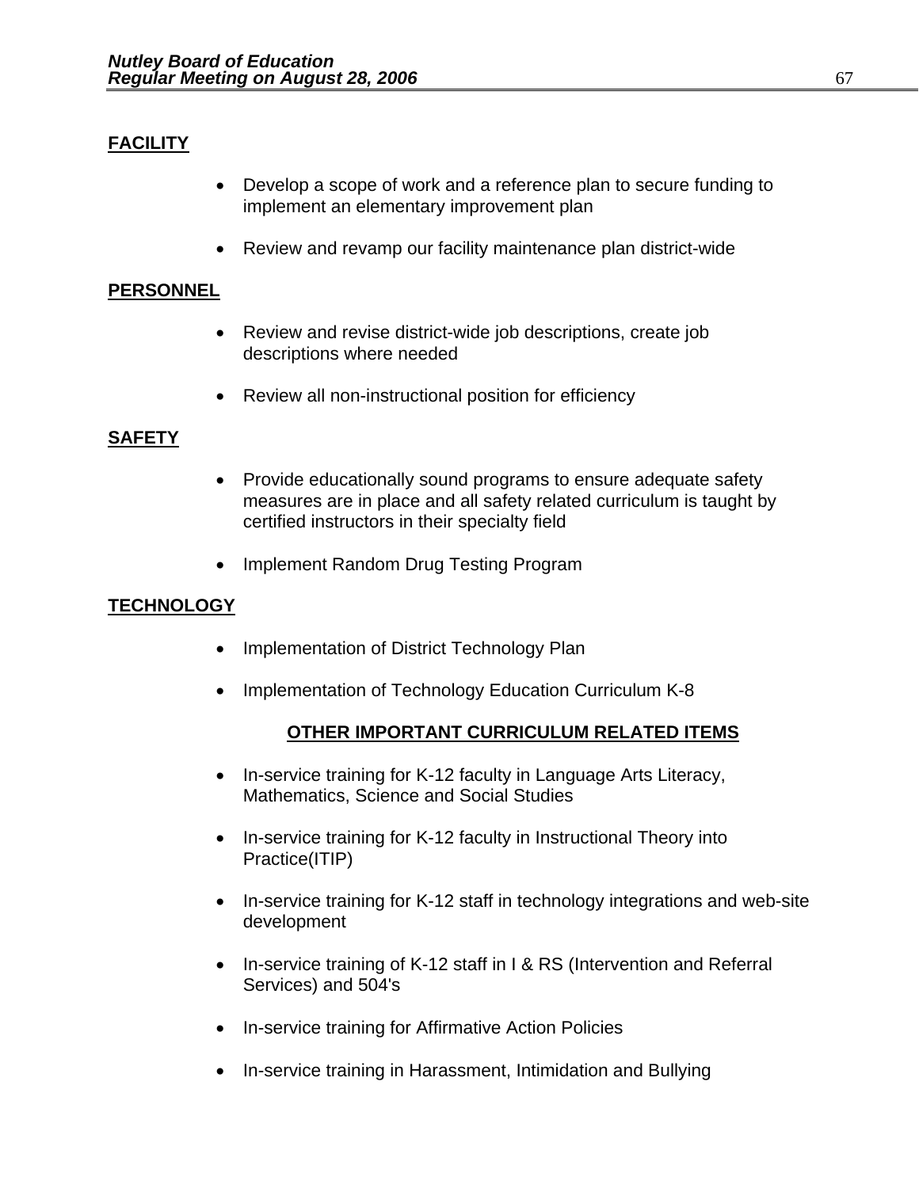**FACILITY**

- Develop a scope of work and a reference plan to secure funding to implement an elementary improvement plan
- Review and revamp our facility maintenance plan district-wide

**PERSONNEL**

- Review and revise district-wide job descriptions, create job descriptions where needed
- Review all non-instructional position for efficiency

**SAFETY**

- Provide educationally sound programs to ensure adequate safety measures are in place and all safety related curriculum is taught by certified instructors in their specialty field
- Implement Random Drug Testing Program

**TECHNOLOGY**

- Implementation of District Technology Plan
- Implementation of Technology Education Curriculum K-8

**OTHER IMPORTANT CURRICULUM RELATED ITEMS**

- In-service training for K-12 faculty in Language Arts Literacy, Mathematics, Science and Social Studies
- In-service training for K-12 faculty in Instructional Theory into Practice(ITIP)
- In-service training for K-12 staff in technology integrations and web-site development
- In-service training of K-12 staff in I & RS (Intervention and Referral Services) and 504's
- In-service training for Affirmative Action Policies
- In-service training in Harassment, Intimidation and Bullying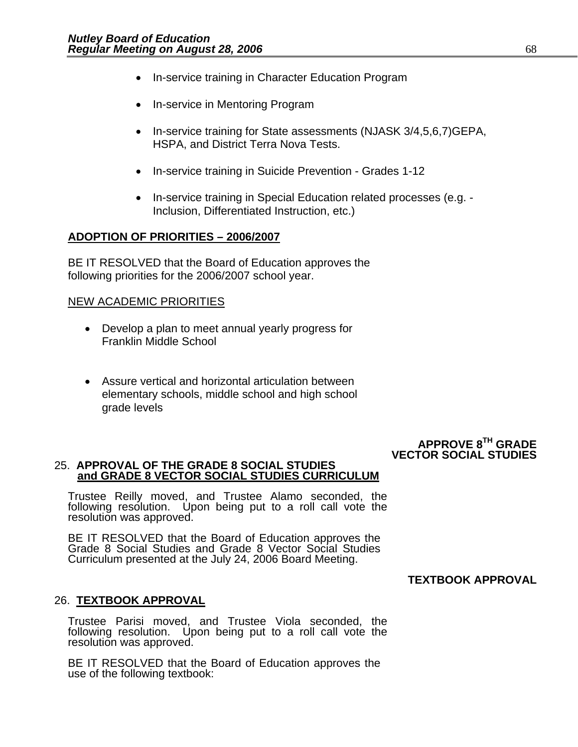- In-service training in Character Education Program
- In-service in Mentoring Program
- In-service training for State assessments (NJASK 3/4,5,6,7)GEPA, HSPA, and District Terra Nova Tests.
- In-service training in Suicide Prevention - Grades 1-12
- In-service training in Special Education related processes (e.g. - Inclusion, Differentiated Instruction, etc.)

**ADOPTION OF PRIORITIES – 2006/2007**

BE IT RESOLVED that the Board of Education approves the following priorities for the 2006/2007 school year.

NEW ACADEMIC PRIORITIES

- Develop a plan to meet annual yearly progress for Franklin Middle School
- Assure vertical and horizontal articulation between elementary schools, middle school and high school grade levels

**APPROVE 8TH GRADE VECTOR SOCIAL STUDIES**

25. **APPROVAL OF THE GRADE 8 SOCIAL STUDIES and GRADE 8 VECTOR SOCIAL STUDIES CURRICULUM**

Trustee Reilly moved, and Trustee Alamo seconded, the following resolution. Upon being put to a roll call vote the resolution was approved.

BE IT RESOLVED that the Board of Education approves the Grade 8 Social Studies and Grade 8 Vector Social Studies Curriculum presented at the July 24, 2006 Board Meeting.

**TEXTBOOK APPROVAL**

26. **TEXTBOOK APPROVAL**

Trustee Parisi moved, and Trustee Viola seconded, the following resolution. Upon being put to a roll call vote the resolution was approved.

BE IT RESOLVED that the Board of Education approves the use of the following textbook: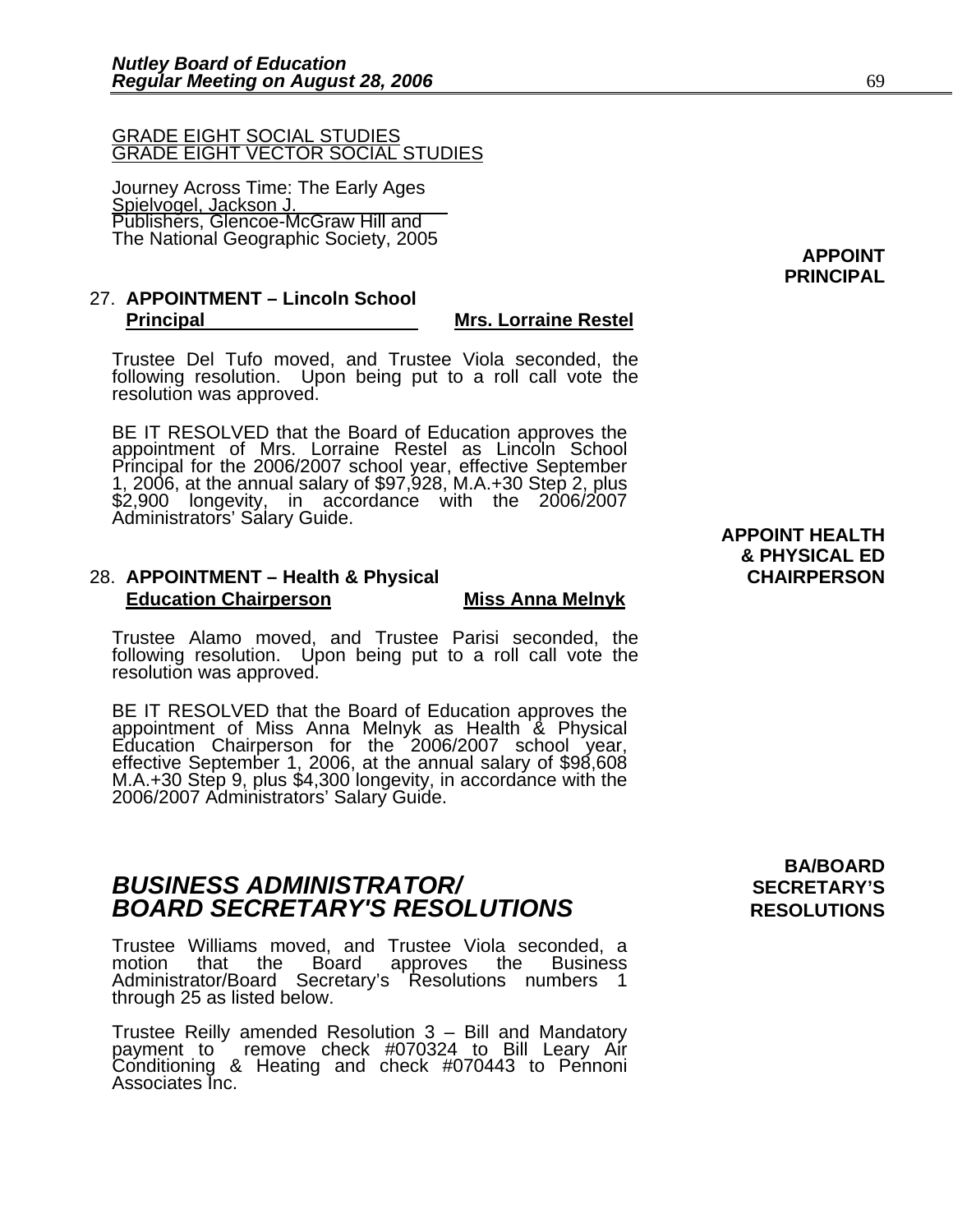GRADE EIGHT SOCIAL STUDIES
GRADE EIGHT VECTOR SOCIAL STUDIES

Journey Across Time: The Early Ages
Spielvogel, Jackson J.
Publishers, Glencoe-McGraw Hill and
The National Geographic Society, 2005

**APPOINT PRINCIPAL**

27. **APPOINTMENT – Lincoln School Principal** **Mrs. Lorraine Restel**

Trustee Del Tufo moved, and Trustee Viola seconded, the following resolution. Upon being put to a roll call vote the resolution was approved.

BE IT RESOLVED that the Board of Education approves the appointment of Mrs. Lorraine Restel as Lincoln School Principal for the 2006/2007 school year, effective September 1, 2006, at the annual salary of $97,928, M.A.+30 Step 2, plus $2,900 longevity, in accordance with the 2006/2007 Administrators' Salary Guide.

**APPOINT HEALTH & PHYSICAL ED CHAIRPERSON**

28. **APPOINTMENT – Health & Physical Education Chairperson** **Miss Anna Melnyk**

Trustee Alamo moved, and Trustee Parisi seconded, the following resolution. Upon being put to a roll call vote the resolution was approved.

BE IT RESOLVED that the Board of Education approves the appointment of Miss Anna Melnyk as Health & Physical Education Chairperson for the 2006/2007 school year, effective September 1, 2006, at the annual salary of $98,608 M.A.+30 Step 9, plus $4,300 longevity, in accordance with the 2006/2007 Administrators' Salary Guide.

**BA/BOARD SECRETARY'S RESOLUTIONS**

## *BUSINESS ADMINISTRATOR/ BOARD SECRETARY'S RESOLUTIONS*

Trustee Williams moved, and Trustee Viola seconded, a motion that the Board approves the Business Administrator/Board Secretary's Resolutions numbers 1 through 25 as listed below.

Trustee Reilly amended Resolution 3 – Bill and Mandatory payment to remove check #070324 to Bill Leary Air Conditioning & Heating and check #070443 to Pennoni Associates Inc.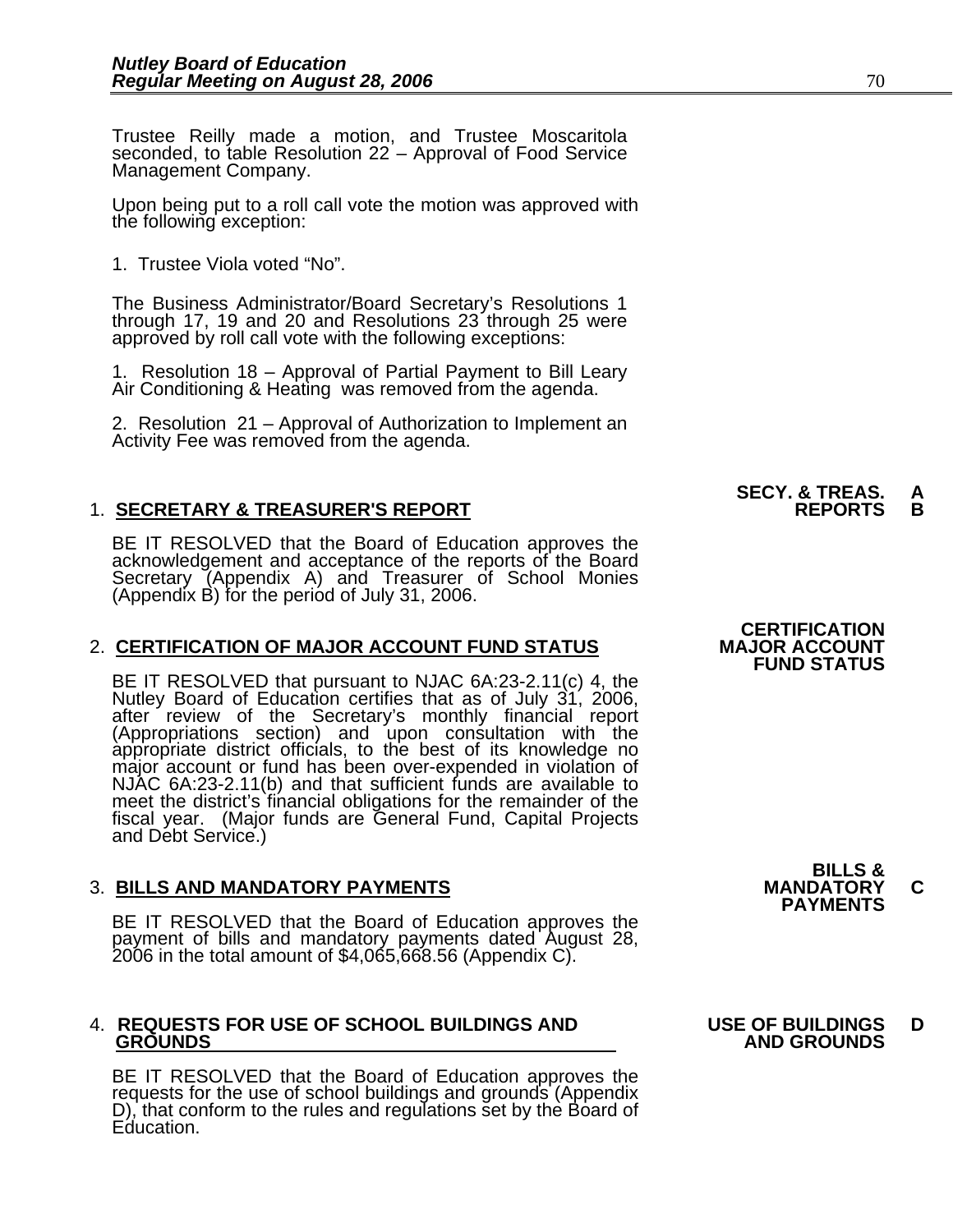Trustee Reilly made a motion, and Trustee Moscaritola seconded, to table Resolution 22 – Approval of Food Service Management Company.

Upon being put to a roll call vote the motion was approved with the following exception:

1. Trustee Viola voted "No".

The Business Administrator/Board Secretary's Resolutions 1 through 17, 19 and 20 and Resolutions 23 through 25 were approved by roll call vote with the following exceptions:

1. Resolution 18 – Approval of Partial Payment to Bill Leary Air Conditioning & Heating was removed from the agenda.

2. Resolution 21 – Approval of Authorization to Implement an Activity Fee was removed from the agenda.

**SECY. & TREAS. REPORTS A B**

1. **SECRETARY & TREASURER'S REPORT**

BE IT RESOLVED that the Board of Education approves the acknowledgement and acceptance of the reports of the Board Secretary (Appendix A) and Treasurer of School Monies (Appendix B) for the period of July 31, 2006.

**CERTIFICATION MAJOR ACCOUNT FUND STATUS**

2. **CERTIFICATION OF MAJOR ACCOUNT FUND STATUS**

BE IT RESOLVED that pursuant to NJAC 6A:23-2.11(c) 4, the Nutley Board of Education certifies that as of July 31, 2006, after review of the Secretary's monthly financial report (Appropriations section) and upon consultation with the appropriate district officials, to the best of its knowledge no major account or fund has been over-expended in violation of NJAC 6A:23-2.11(b) and that sufficient funds are available to meet the district's financial obligations for the remainder of the fiscal year. (Major funds are General Fund, Capital Projects and Debt Service.)

**BILLS & MANDATORY PAYMENTS C**

3. **BILLS AND MANDATORY PAYMENTS**

BE IT RESOLVED that the Board of Education approves the payment of bills and mandatory payments dated August 28, 2006 in the total amount of $4,065,668.56 (Appendix C).

**USE OF BUILDINGS AND GROUNDS D**

4. **REQUESTS FOR USE OF SCHOOL BUILDINGS AND GROUNDS**

BE IT RESOLVED that the Board of Education approves the requests for the use of school buildings and grounds (Appendix D), that conform to the rules and regulations set by the Board of Education.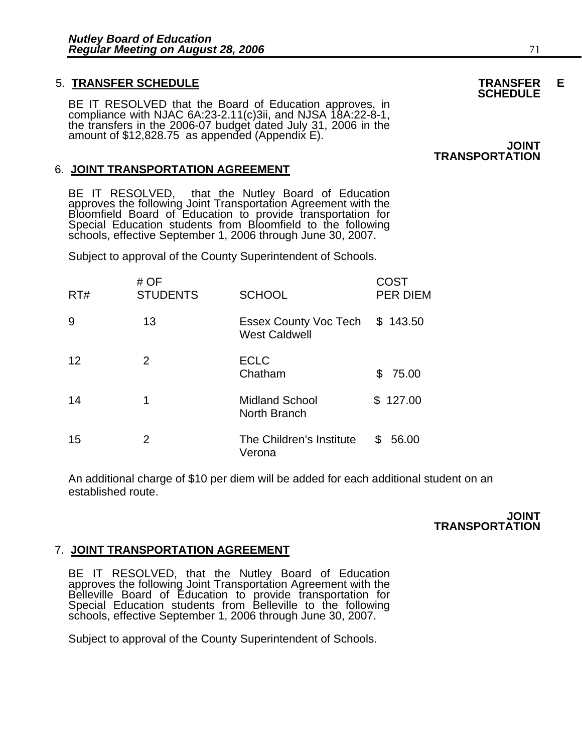5. **TRANSFER SCHEDULE**

**TRANSFER SCHEDULE E**

BE IT RESOLVED that the Board of Education approves, in compliance with NJAC 6A:23-2.11(c)3ii, and NJSA 18A:22-8-1, the transfers in the 2006-07 budget dated July 31, 2006 in the amount of $12,828.75 as appended (Appendix E).

**JOINT TRANSPORTATION**

6. **JOINT TRANSPORTATION AGREEMENT**

BE IT RESOLVED, that the Nutley Board of Education approves the following Joint Transportation Agreement with the Bloomfield Board of Education to provide transportation for Special Education students from Bloomfield to the following schools, effective September 1, 2006 through June 30, 2007.

Subject to approval of the County Superintendent of Schools.

| RT# | # OF STUDENTS | SCHOOL | COST PER DIEM |
|---|---|---|---|
| 9 | 13 | Essex County Voc Tech West Caldwell | $ 143.50 |
| 12 | 2 | ECLC Chatham | $ 75.00 |
| 14 | 1 | Midland School North Branch | $ 127.00 |
| 15 | 2 | The Children's Institute Verona | $ 56.00 |

An additional charge of $10 per diem will be added for each additional student on an established route.

**JOINT TRANSPORTATION**

7. **JOINT TRANSPORTATION AGREEMENT**

BE IT RESOLVED, that the Nutley Board of Education approves the following Joint Transportation Agreement with the Belleville Board of Education to provide transportation for Special Education students from Belleville to the following schools, effective September 1, 2006 through June 30, 2007.

Subject to approval of the County Superintendent of Schools.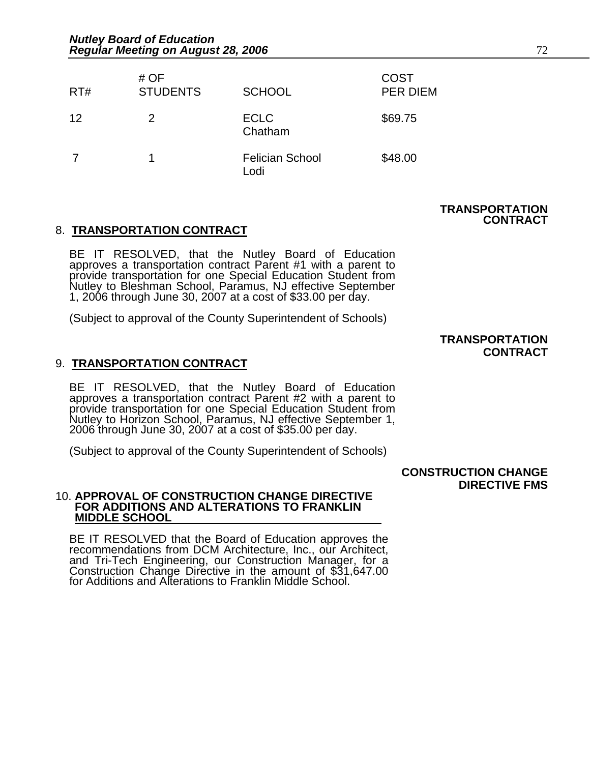| RT# | # OF STUDENTS | SCHOOL | COST PER DIEM |
|---|---|---|---|
| 12 | 2 | ECLC Chatham | $69.75 |
| 7 | 1 | Felician School Lodi | $48.00 |

**TRANSPORTATION CONTRACT**

8. **TRANSPORTATION CONTRACT**

BE IT RESOLVED, that the Nutley Board of Education approves a transportation contract Parent #1 with a parent to provide transportation for one Special Education Student from Nutley to Bleshman School, Paramus, NJ effective September 1, 2006 through June 30, 2007 at a cost of $33.00 per day.

(Subject to approval of the County Superintendent of Schools)

**TRANSPORTATION CONTRACT**

9. **TRANSPORTATION CONTRACT**

BE IT RESOLVED, that the Nutley Board of Education approves a transportation contract Parent #2 with a parent to provide transportation for one Special Education Student from Nutley to Horizon School, Paramus, NJ effective September 1, 2006 through June 30, 2007 at a cost of $35.00 per day.

(Subject to approval of the County Superintendent of Schools)

**CONSTRUCTION CHANGE DIRECTIVE FMS**

10. **APPROVAL OF CONSTRUCTION CHANGE DIRECTIVE FOR ADDITIONS AND ALTERATIONS TO FRANKLIN MIDDLE SCHOOL**

BE IT RESOLVED that the Board of Education approves the recommendations from DCM Architecture, Inc., our Architect, and Tri-Tech Engineering, our Construction Manager, for a Construction Change Directive in the amount of $31,647.00 for Additions and Alterations to Franklin Middle School.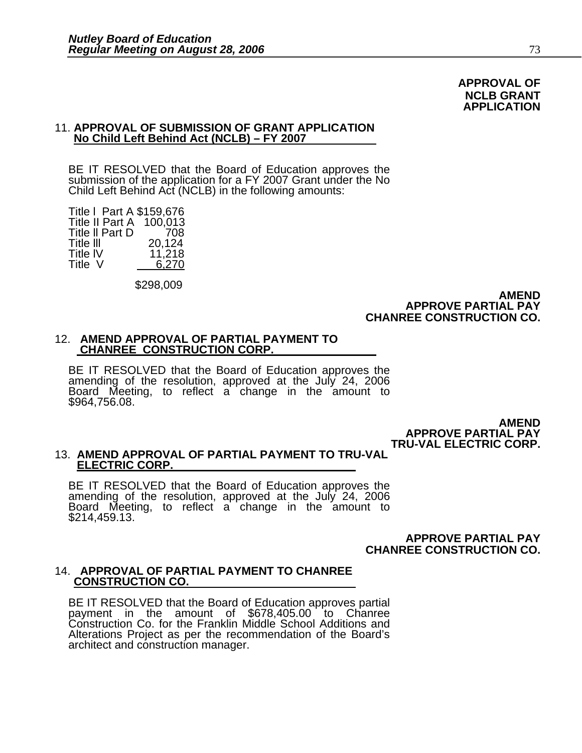**APPROVAL OF NCLB GRANT APPLICATION**

11. **APPROVAL OF SUBMISSION OF GRANT APPLICATION**
    **No Child Left Behind Act (NCLB) – FY 2007**

BE IT RESOLVED that the Board of Education approves the submission of the application for a FY 2007 Grant under the No Child Left Behind Act (NCLB) in the following amounts:

| | |
|---|---|
| Title I Part A | $159,676 |
| Title II Part A | 100,013 |
| Title II Part D | 708 |
| Title III | 20,124 |
| Title IV | 11,218 |
| Title V | 6,270 |
| | $298,009 |

**AMEND APPROVE PARTIAL PAY CHANREE CONSTRUCTION CO.**

12. **AMEND APPROVAL OF PARTIAL PAYMENT TO CHANREE CONSTRUCTION CORP.**

BE IT RESOLVED that the Board of Education approves the amending of the resolution, approved at the July 24, 2006 Board Meeting, to reflect a change in the amount to $964,756.08.

**AMEND APPROVE PARTIAL PAY TRU-VAL ELECTRIC CORP.**

13. **AMEND APPROVAL OF PARTIAL PAYMENT TO TRU-VAL ELECTRIC CORP.**

BE IT RESOLVED that the Board of Education approves the amending of the resolution, approved at the July 24, 2006 Board Meeting, to reflect a change in the amount to $214,459.13.

**APPROVE PARTIAL PAY CHANREE CONSTRUCTION CO.**

14. **APPROVAL OF PARTIAL PAYMENT TO CHANREE CONSTRUCTION CO.**

BE IT RESOLVED that the Board of Education approves partial payment in the amount of $678,405.00 to Chanree Construction Co. for the Franklin Middle School Additions and Alterations Project as per the recommendation of the Board's architect and construction manager.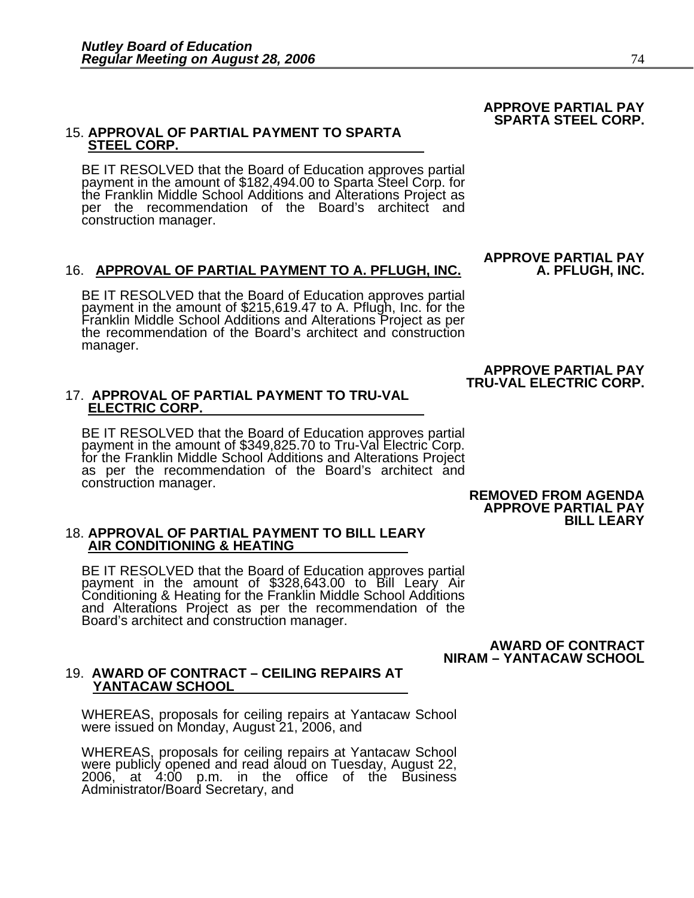**APPROVE PARTIAL PAY SPARTA STEEL CORP.**

15. **APPROVAL OF PARTIAL PAYMENT TO SPARTA STEEL CORP.**

BE IT RESOLVED that the Board of Education approves partial payment in the amount of $182,494.00 to Sparta Steel Corp. for the Franklin Middle School Additions and Alterations Project as per the recommendation of the Board's architect and construction manager.

**APPROVE PARTIAL PAY A. PFLUGH, INC.**

16. **APPROVAL OF PARTIAL PAYMENT TO A. PFLUGH, INC.**

BE IT RESOLVED that the Board of Education approves partial payment in the amount of $215,619.47 to A. Pflugh, Inc. for the Franklin Middle School Additions and Alterations Project as per the recommendation of the Board's architect and construction manager.

**APPROVE PARTIAL PAY TRU-VAL ELECTRIC CORP.**

17. **APPROVAL OF PARTIAL PAYMENT TO TRU-VAL ELECTRIC CORP.**

BE IT RESOLVED that the Board of Education approves partial payment in the amount of $349,825.70 to Tru-Val Electric Corp. for the Franklin Middle School Additions and Alterations Project as per the recommendation of the Board's architect and construction manager.

**REMOVED FROM AGENDA APPROVE PARTIAL PAY BILL LEARY**

18. **APPROVAL OF PARTIAL PAYMENT TO BILL LEARY AIR CONDITIONING & HEATING**

BE IT RESOLVED that the Board of Education approves partial payment in the amount of $328,643.00 to Bill Leary Air Conditioning & Heating for the Franklin Middle School Additions and Alterations Project as per the recommendation of the Board's architect and construction manager.

**AWARD OF CONTRACT NIRAM – YANTACAW SCHOOL**

19. **AWARD OF CONTRACT – CEILING REPAIRS AT YANTACAW SCHOOL**

WHEREAS, proposals for ceiling repairs at Yantacaw School were issued on Monday, August 21, 2006, and

WHEREAS, proposals for ceiling repairs at Yantacaw School were publicly opened and read aloud on Tuesday, August 22, 2006, at 4:00 p.m. in the office of the Business Administrator/Board Secretary, and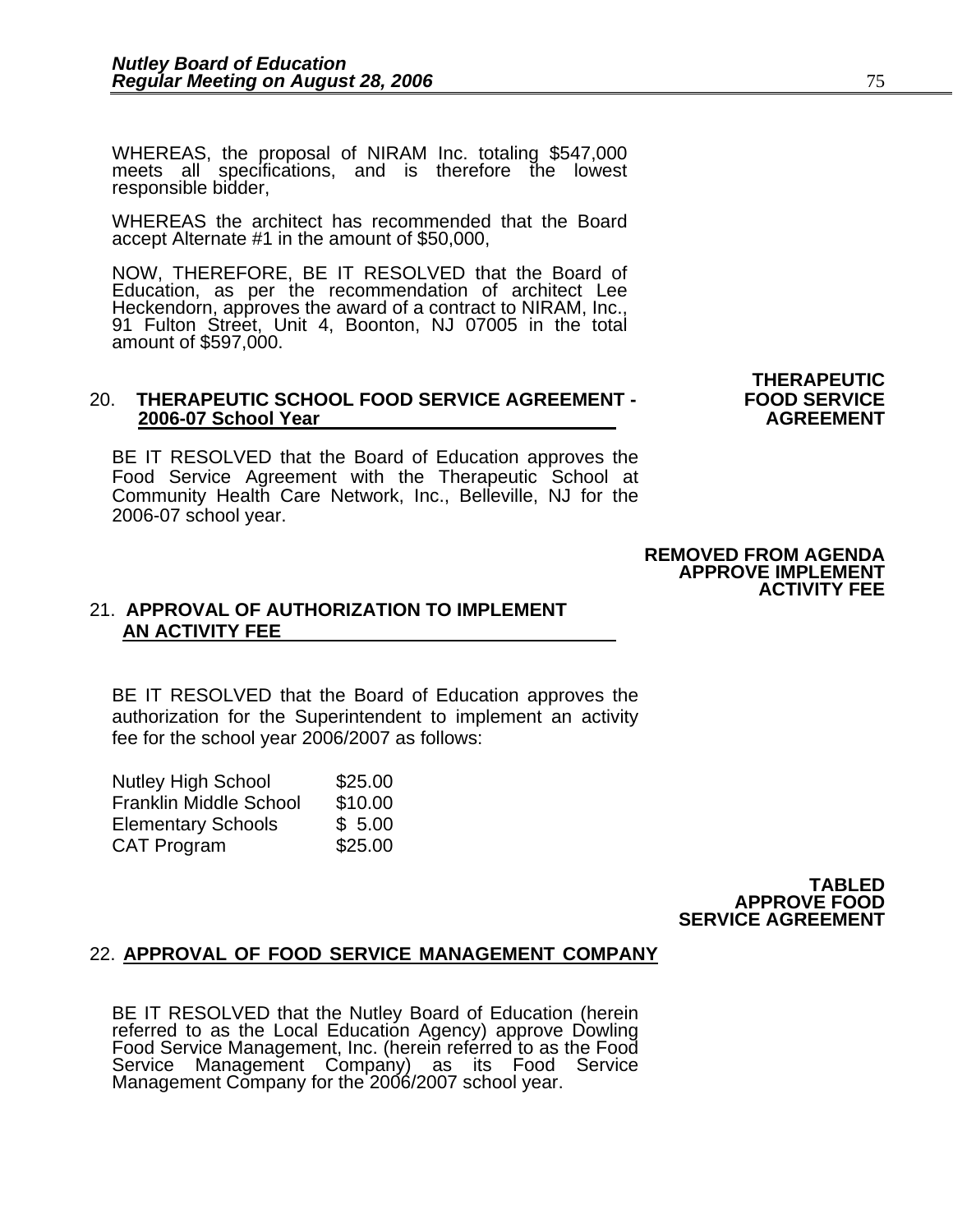WHEREAS, the proposal of NIRAM Inc. totaling $547,000 meets all specifications, and is therefore the lowest responsible bidder,

WHEREAS the architect has recommended that the Board accept Alternate #1 in the amount of $50,000,

NOW, THEREFORE, BE IT RESOLVED that the Board of Education, as per the recommendation of architect Lee Heckendorn, approves the award of a contract to NIRAM, Inc., 91 Fulton Street, Unit 4, Boonton, NJ 07005 in the total amount of $597,000.

**THERAPEUTIC FOOD SERVICE AGREEMENT**

20. **THERAPEUTIC SCHOOL FOOD SERVICE AGREEMENT - 2006-07 School Year**

BE IT RESOLVED that the Board of Education approves the Food Service Agreement with the Therapeutic School at Community Health Care Network, Inc., Belleville, NJ for the 2006-07 school year.

**REMOVED FROM AGENDA**
**APPROVE IMPLEMENT ACTIVITY FEE**

21. **APPROVAL OF AUTHORIZATION TO IMPLEMENT AN ACTIVITY FEE**

BE IT RESOLVED that the Board of Education approves the authorization for the Superintendent to implement an activity fee for the school year 2006/2007 as follows:

| | |
|---|---|
| Nutley High School | $25.00 |
| Franklin Middle School | $10.00 |
| Elementary Schools | $ 5.00 |
| CAT Program | $25.00 |

**TABLED**
**APPROVE FOOD SERVICE AGREEMENT**

22. **APPROVAL OF FOOD SERVICE MANAGEMENT COMPANY**

BE IT RESOLVED that the Nutley Board of Education (herein referred to as the Local Education Agency) approve Dowling Food Service Management, Inc. (herein referred to as the Food Service Management Company) as its Food Service Management Company for the 2006/2007 school year.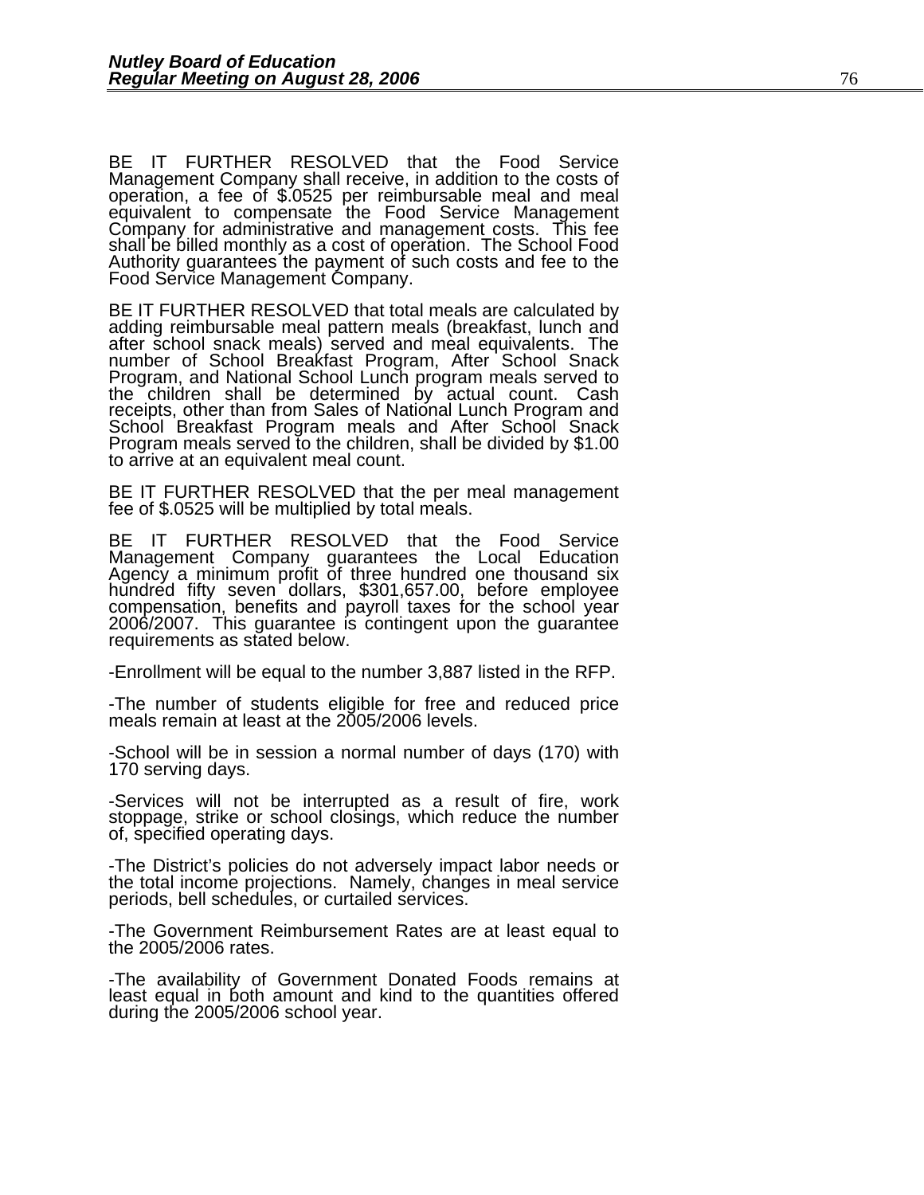BE IT FURTHER RESOLVED that the Food Service Management Company shall receive, in addition to the costs of operation, a fee of $.0525 per reimbursable meal and meal equivalent to compensate the Food Service Management Company for administrative and management costs. This fee shall be billed monthly as a cost of operation. The School Food Authority guarantees the payment of such costs and fee to the Food Service Management Company.

BE IT FURTHER RESOLVED that total meals are calculated by adding reimbursable meal pattern meals (breakfast, lunch and after school snack meals) served and meal equivalents. The number of School Breakfast Program, After School Snack Program, and National School Lunch program meals served to the children shall be determined by actual count. Cash receipts, other than from Sales of National Lunch Program and School Breakfast Program meals and After School Snack Program meals served to the children, shall be divided by $1.00 to arrive at an equivalent meal count.

BE IT FURTHER RESOLVED that the per meal management fee of $.0525 will be multiplied by total meals.

BE IT FURTHER RESOLVED that the Food Service Management Company guarantees the Local Education Agency a minimum profit of three hundred one thousand six hundred fifty seven dollars, $301,657.00, before employee compensation, benefits and payroll taxes for the school year 2006/2007. This guarantee is contingent upon the guarantee requirements as stated below.

-Enrollment will be equal to the number 3,887 listed in the RFP.

-The number of students eligible for free and reduced price meals remain at least at the 2005/2006 levels.

-School will be in session a normal number of days (170) with 170 serving days.

-Services will not be interrupted as a result of fire, work stoppage, strike or school closings, which reduce the number of, specified operating days.

-The District's policies do not adversely impact labor needs or the total income projections. Namely, changes in meal service periods, bell schedules, or curtailed services.

-The Government Reimbursement Rates are at least equal to the 2005/2006 rates.

-The availability of Government Donated Foods remains at least equal in both amount and kind to the quantities offered during the 2005/2006 school year.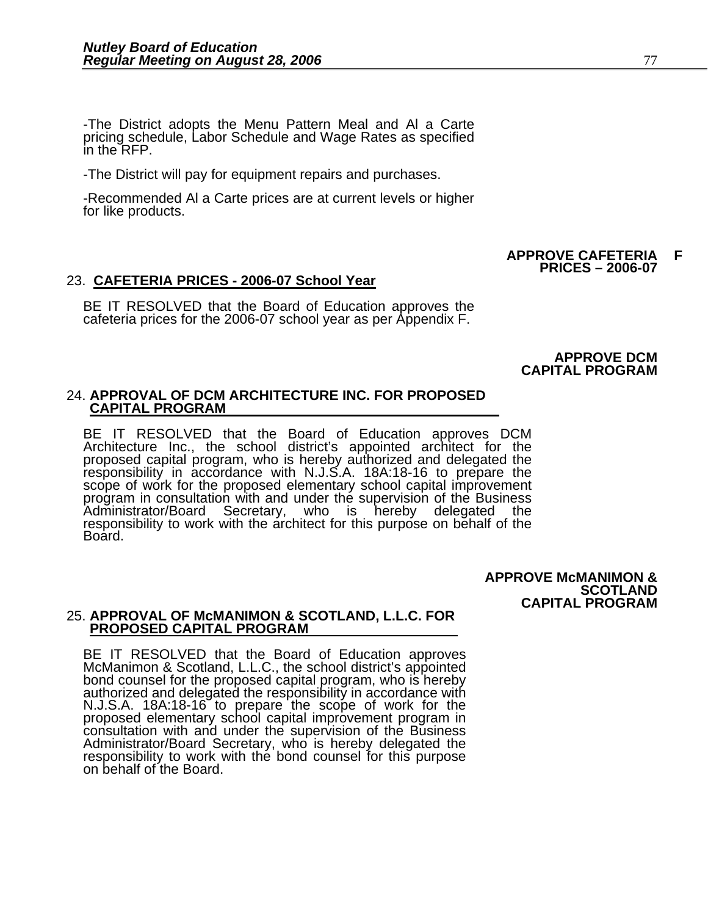-The District adopts the Menu Pattern Meal and Al a Carte pricing schedule, Labor Schedule and Wage Rates as specified in the RFP.

-The District will pay for equipment repairs and purchases.

-Recommended Al a Carte prices are at current levels or higher for like products.

**APPROVE CAFETERIA PRICES – 2006-07** **F**

23. **CAFETERIA PRICES - 2006-07 School Year**

BE IT RESOLVED that the Board of Education approves the cafeteria prices for the 2006-07 school year as per Appendix F.

**APPROVE DCM CAPITAL PROGRAM**

24. **APPROVAL OF DCM ARCHITECTURE INC. FOR PROPOSED CAPITAL PROGRAM**

BE IT RESOLVED that the Board of Education approves DCM Architecture Inc., the school district's appointed architect for the proposed capital program, who is hereby authorized and delegated the responsibility in accordance with N.J.S.A. 18A:18-16 to prepare the scope of work for the proposed elementary school capital improvement program in consultation with and under the supervision of the Business Administrator/Board Secretary, who is hereby delegated the responsibility to work with the architect for this purpose on behalf of the Board.

**APPROVE McMANIMON & SCOTLAND CAPITAL PROGRAM**

25. **APPROVAL OF McMANIMON & SCOTLAND, L.L.C. FOR PROPOSED CAPITAL PROGRAM**

BE IT RESOLVED that the Board of Education approves McManimon & Scotland, L.L.C., the school district's appointed bond counsel for the proposed capital program, who is hereby authorized and delegated the responsibility in accordance with N.J.S.A. 18A:18-16 to prepare the scope of work for the proposed elementary school capital improvement program in consultation with and under the supervision of the Business Administrator/Board Secretary, who is hereby delegated the responsibility to work with the bond counsel for this purpose on behalf of the Board.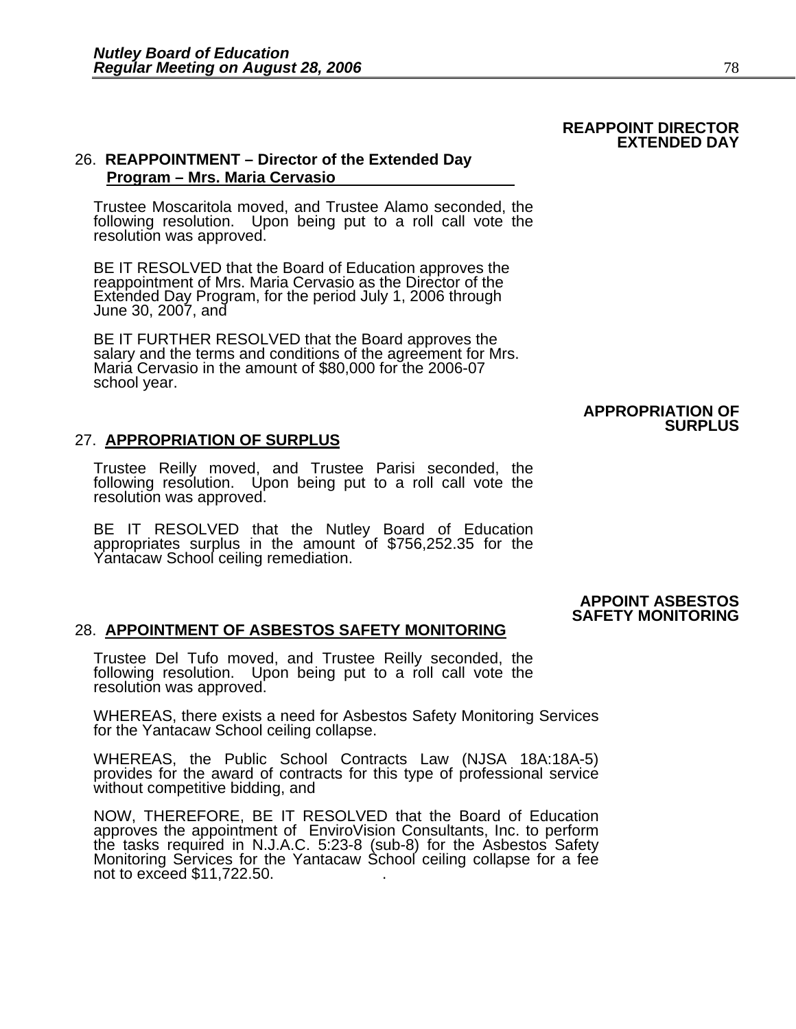**REAPPOINT DIRECTOR EXTENDED DAY**

26. **REAPPOINTMENT – Director of the Extended Day Program – Mrs. Maria Cervasio**

Trustee Moscaritola moved, and Trustee Alamo seconded, the following resolution. Upon being put to a roll call vote the resolution was approved.

BE IT RESOLVED that the Board of Education approves the reappointment of Mrs. Maria Cervasio as the Director of the Extended Day Program, for the period July 1, 2006 through June 30, 2007, and

BE IT FURTHER RESOLVED that the Board approves the salary and the terms and conditions of the agreement for Mrs. Maria Cervasio in the amount of $80,000 for the 2006-07 school year.

**APPROPRIATION OF SURPLUS**

27. **APPROPRIATION OF SURPLUS**

Trustee Reilly moved, and Trustee Parisi seconded, the following resolution. Upon being put to a roll call vote the resolution was approved.

BE IT RESOLVED that the Nutley Board of Education appropriates surplus in the amount of $756,252.35 for the Yantacaw School ceiling remediation.

**APPOINT ASBESTOS SAFETY MONITORING**

28. **APPOINTMENT OF ASBESTOS SAFETY MONITORING**

Trustee Del Tufo moved, and Trustee Reilly seconded, the following resolution. Upon being put to a roll call vote the resolution was approved.

WHEREAS, there exists a need for Asbestos Safety Monitoring Services for the Yantacaw School ceiling collapse.

WHEREAS, the Public School Contracts Law (NJSA 18A:18A-5) provides for the award of contracts for this type of professional service without competitive bidding, and

NOW, THEREFORE, BE IT RESOLVED that the Board of Education approves the appointment of EnviroVision Consultants, Inc. to perform the tasks required in N.J.A.C. 5:23-8 (sub-8) for the Asbestos Safety Monitoring Services for the Yantacaw School ceiling collapse for a fee not to exceed $11,722.50.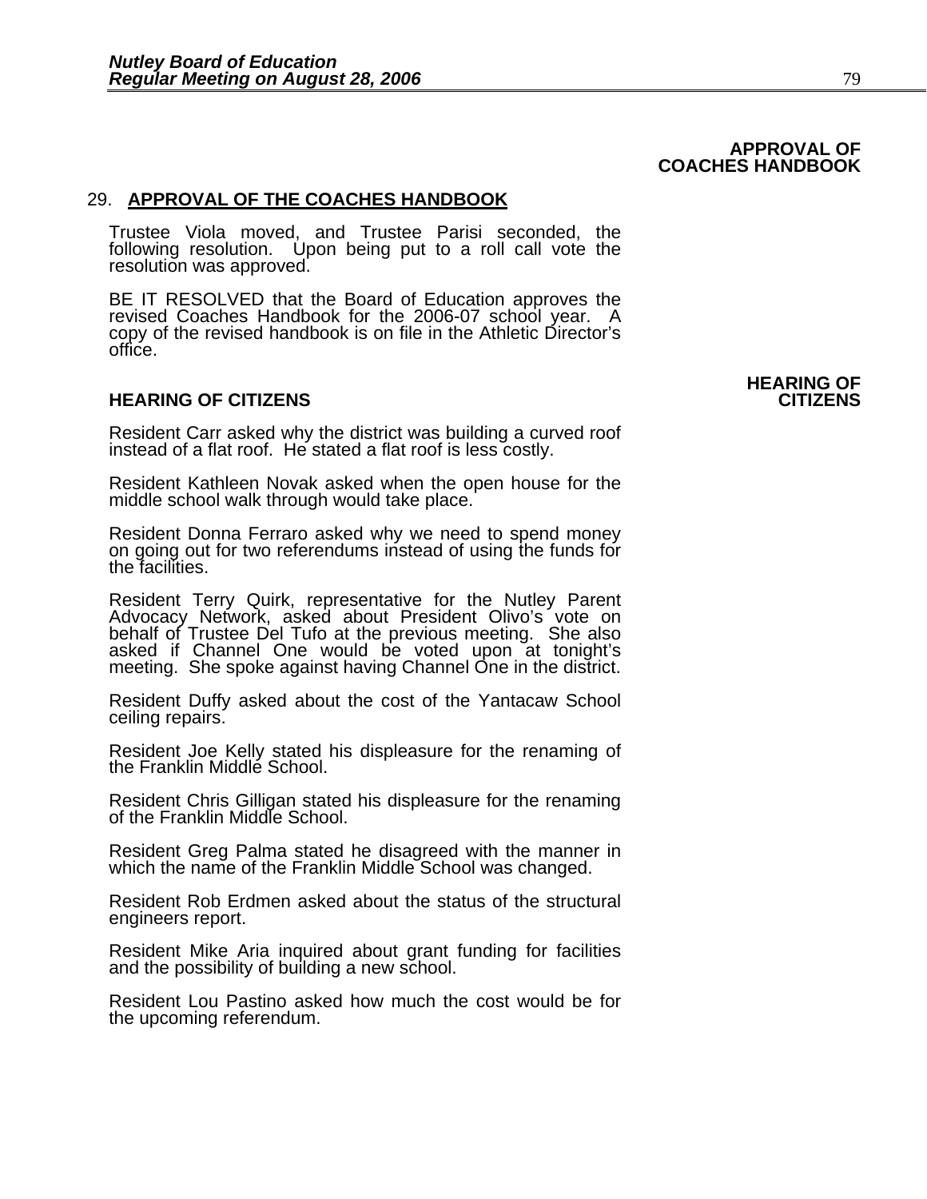**APPROVAL OF COACHES HANDBOOK**

29. **APPROVAL OF THE COACHES HANDBOOK**

Trustee Viola moved, and Trustee Parisi seconded, the following resolution. Upon being put to a roll call vote the resolution was approved.

BE IT RESOLVED that the Board of Education approves the revised Coaches Handbook for the 2006-07 school year. A copy of the revised handbook is on file in the Athletic Director's office.

**HEARING OF CITIZENS**

**HEARING OF CITIZENS**

Resident Carr asked why the district was building a curved roof instead of a flat roof. He stated a flat roof is less costly.

Resident Kathleen Novak asked when the open house for the middle school walk through would take place.

Resident Donna Ferraro asked why we need to spend money on going out for two referendums instead of using the funds for the facilities.

Resident Terry Quirk, representative for the Nutley Parent Advocacy Network, asked about President Olivo's vote on behalf of Trustee Del Tufo at the previous meeting. She also asked if Channel One would be voted upon at tonight's meeting. She spoke against having Channel One in the district.

Resident Duffy asked about the cost of the Yantacaw School ceiling repairs.

Resident Joe Kelly stated his displeasure for the renaming of the Franklin Middle School.

Resident Chris Gilligan stated his displeasure for the renaming of the Franklin Middle School.

Resident Greg Palma stated he disagreed with the manner in which the name of the Franklin Middle School was changed.

Resident Rob Erdmen asked about the status of the structural engineers report.

Resident Mike Aria inquired about grant funding for facilities and the possibility of building a new school.

Resident Lou Pastino asked how much the cost would be for the upcoming referendum.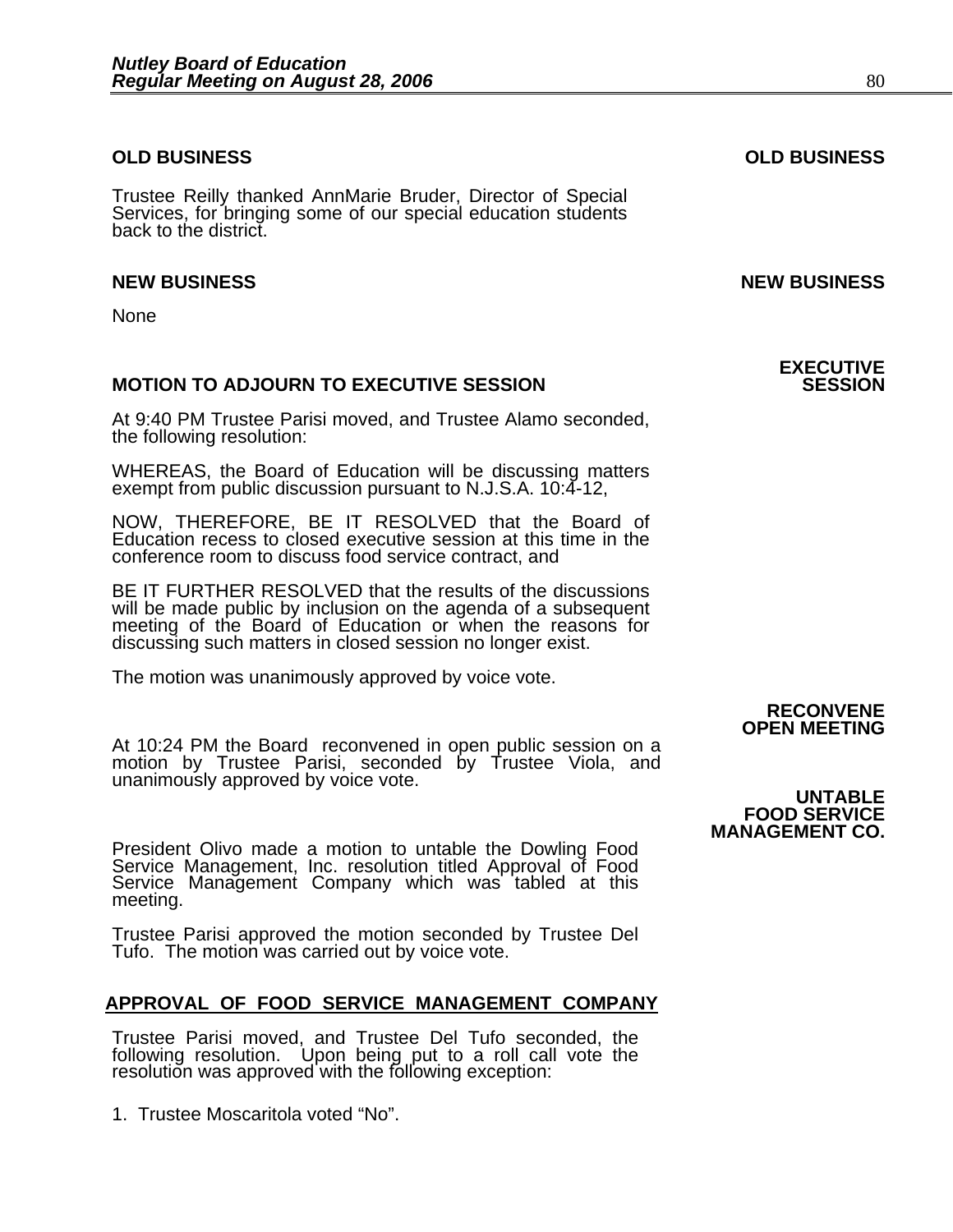**OLD BUSINESS**

Trustee Reilly thanked AnnMarie Bruder, Director of Special Services, for bringing some of our special education students back to the district.

**NEW BUSINESS**

None

**MOTION TO ADJOURN TO EXECUTIVE SESSION**

At 9:40 PM Trustee Parisi moved, and Trustee Alamo seconded, the following resolution:

WHEREAS, the Board of Education will be discussing matters exempt from public discussion pursuant to N.J.S.A. 10:4-12,

NOW, THEREFORE, BE IT RESOLVED that the Board of Education recess to closed executive session at this time in the conference room to discuss food service contract, and

BE IT FURTHER RESOLVED that the results of the discussions will be made public by inclusion on the agenda of a subsequent meeting of the Board of Education or when the reasons for discussing such matters in closed session no longer exist.

The motion was unanimously approved by voice vote.

**RECONVENE OPEN MEETING**

At 10:24 PM the Board reconvened in open public session on a motion by Trustee Parisi, seconded by Trustee Viola, and unanimously approved by voice vote.

**UNTABLE FOOD SERVICE MANAGEMENT CO.**

President Olivo made a motion to untable the Dowling Food Service Management, Inc. resolution titled Approval of Food Service Management Company which was tabled at this meeting.

Trustee Parisi approved the motion seconded by Trustee Del Tufo. The motion was carried out by voice vote.

**APPROVAL OF FOOD SERVICE MANAGEMENT COMPANY**

Trustee Parisi moved, and Trustee Del Tufo seconded, the following resolution. Upon being put to a roll call vote the resolution was approved with the following exception:

1. Trustee Moscaritola voted “No”.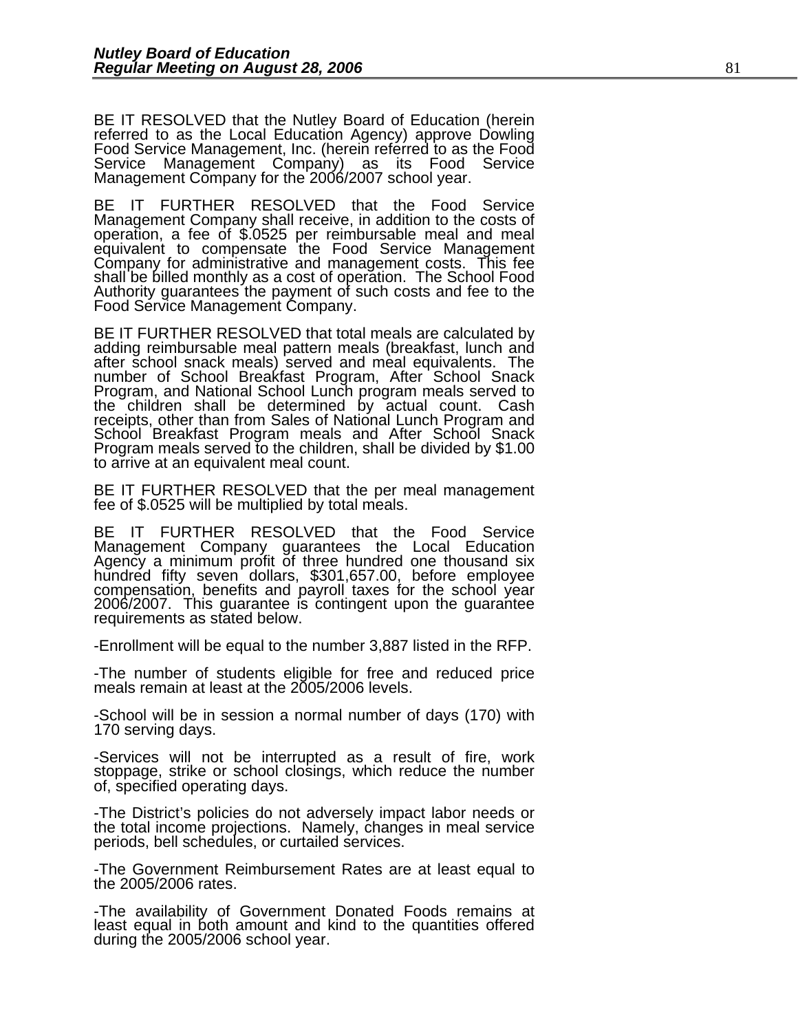BE IT RESOLVED that the Nutley Board of Education (herein referred to as the Local Education Agency) approve Dowling Food Service Management, Inc. (herein referred to as the Food Service Management Company) as its Food Service Management Company for the 2006/2007 school year.

BE IT FURTHER RESOLVED that the Food Service Management Company shall receive, in addition to the costs of operation, a fee of $.0525 per reimbursable meal and meal equivalent to compensate the Food Service Management Company for administrative and management costs. This fee shall be billed monthly as a cost of operation. The School Food Authority guarantees the payment of such costs and fee to the Food Service Management Company.

BE IT FURTHER RESOLVED that total meals are calculated by adding reimbursable meal pattern meals (breakfast, lunch and after school snack meals) served and meal equivalents. The number of School Breakfast Program, After School Snack Program, and National School Lunch program meals served to the children shall be determined by actual count. Cash receipts, other than from Sales of National Lunch Program and School Breakfast Program meals and After School Snack Program meals served to the children, shall be divided by $1.00 to arrive at an equivalent meal count.

BE IT FURTHER RESOLVED that the per meal management fee of $.0525 will be multiplied by total meals.

BE IT FURTHER RESOLVED that the Food Service Management Company guarantees the Local Education Agency a minimum profit of three hundred one thousand six hundred fifty seven dollars, $301,657.00, before employee compensation, benefits and payroll taxes for the school year 2006/2007. This guarantee is contingent upon the guarantee requirements as stated below.

-Enrollment will be equal to the number 3,887 listed in the RFP.

-The number of students eligible for free and reduced price meals remain at least at the 2005/2006 levels.

-School will be in session a normal number of days (170) with 170 serving days.

-Services will not be interrupted as a result of fire, work stoppage, strike or school closings, which reduce the number of, specified operating days.

-The District's policies do not adversely impact labor needs or the total income projections. Namely, changes in meal service periods, bell schedules, or curtailed services.

-The Government Reimbursement Rates are at least equal to the 2005/2006 rates.

-The availability of Government Donated Foods remains at least equal in both amount and kind to the quantities offered during the 2005/2006 school year.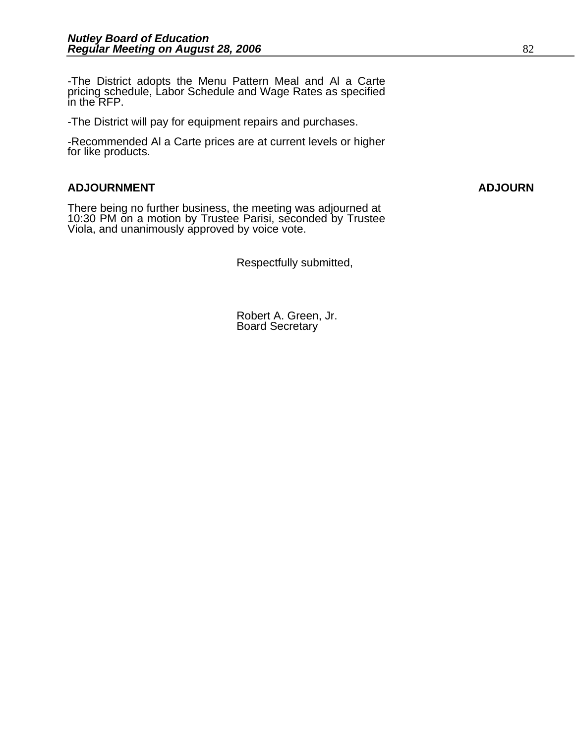-The District adopts the Menu Pattern Meal and Al a Carte pricing schedule, Labor Schedule and Wage Rates as specified in the RFP.

-The District will pay for equipment repairs and purchases.

-Recommended Al a Carte prices are at current levels or higher for like products.

**ADJOURNMENT** **ADJOURN**

There being no further business, the meeting was adjourned at 10:30 PM on a motion by Trustee Parisi, seconded by Trustee Viola, and unanimously approved by voice vote.

Respectfully submitted,

Robert A. Green, Jr.
Board Secretary